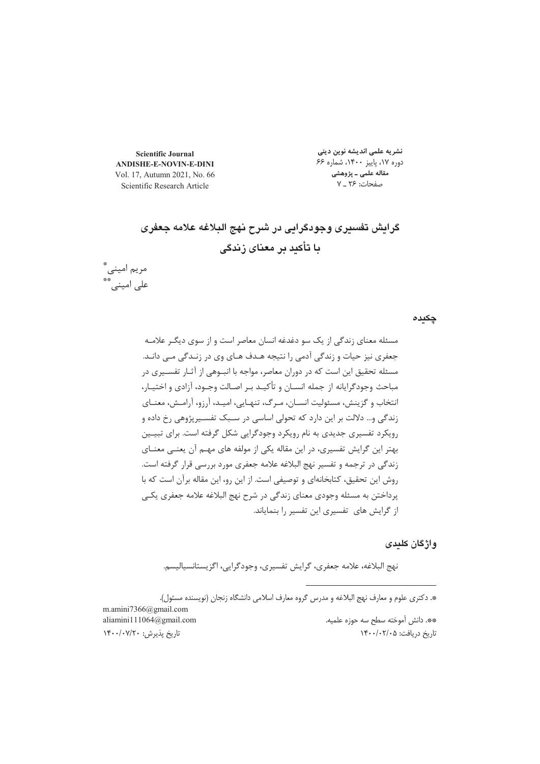**Scientific Journal**
**ANDISHE-E-NOVIN-E-DINI**
Vol. 17, Autumn 2021, No. 66
Scientific Research Article

**نشریه علمی اندیشه نوین دینی**
دوره ۱۷، پاییز ۱۴۰۰، شماره ۶۶
**مقاله علمی ـ پژوهشی**
صفحات: ۲۶ ـ ۷

# گرایش تفسیری وجودگرایی در شرح نهج البلاغه علامه جعفری با تأکید بر معنای زندگی

مریم امینی[*]
علی امینی[**]

## چکیده

مسئله معنای زندگی از یک سو دغدغه انسان معاصر است و از سوی دیگر علامه جعفری نیز حیات و زندگی آدمی را نتیجه هدف های وی در زندگی می داند. مسئله تحقیق این است که در دوران معاصر، مواجه با انبوهی از آثار تفسیری در مباحث وجودگرایانه از جمله انسان و تأکید بر اصالت وجود، آزادی و اختیار، انتخاب و گزینش، مسئولیت انسان، مرگ، تنهایی، امید، آرزو، آرامش، معنای زندگی و... دلالت بر این دارد که تحولی اساسی در سبک تفسیرپژوهی رخ داده و رویکرد تفسیری جدیدی به نام رویکرد وجودگرایی شکل گرفته است. برای تبیین بهتر این گرایش تفسیری، در این مقاله یکی از مولفه های مهم آن یعنی معنای زندگی در ترجمه و تفسیر نهج البلاغه علامه جعفری مورد بررسی قرار گرفته است. روش این تحقیق، کتابخانه‌ای و توصیفی است. از این رو، این مقاله برآن است که با پرداختن به مسئله وجودی معنای زندگی در شرح نهج البلاغه علامه جعفری یکی از گرایش های تفسیری این تفسیر را بنمایاند.

## واژگان کلیدی

نهج البلاغه، علامه جعفری، گرایش تفسیری، وجودگرایی، اگزیستانسیالیسم.

---

*. دکتری علوم و معارف نهج البلاغه و مدرس گروه معارف اسلامی دانشگاه زنجان (نویسنده مسئول).
m.amini7366@gmail.com

**. دانش آموخته سطح سه حوزه علمیه.
aliamini111064@gmail.com

تاریخ دریافت: ۱۴۰۰/۰۲/۰۵
تاریخ پذیرش: ۱۴۰۰/۰۷/۲۰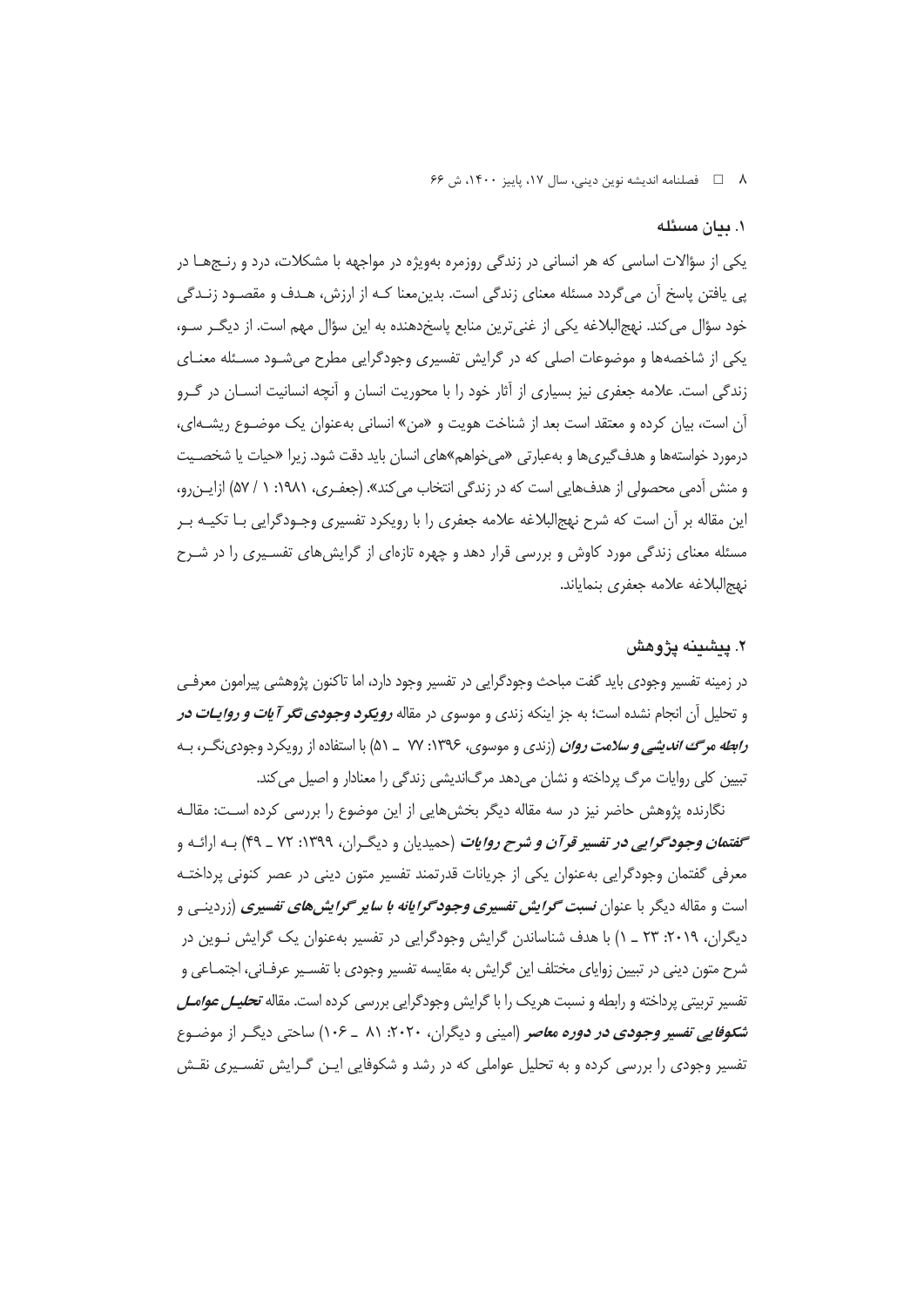## ۱. بیان مسئله

یکی از سؤالات اساسی که هر انسانی در زندگی روزمره به‌ویژه در مواجهه با مشکلات، درد و رنج‌ها در پی یافتن پاسخ آن می‌گردد مسئله معنای زندگی است. بدین‌معنا کـه از ارزش، هدف و مقصود زندگی خود سؤال می‌کند. نهج‌البلاغه یکی از غنی‌ترین منابع پاسخ‌دهنده به این سؤال مهم است. از دیگر سو، یکی از شاخصه‌ها و موضوعات اصلی که در گرایش تفسیری وجودگرایی مطرح می‌شود مسئله معنای زندگی است. علامه جعفری نیز بسیاری از آثار خود را با محوریت انسان و آنچه انسانیت انسان در گرو آن است، بیان کرده و معتقد است بعد از شناخت هویت و «من» انسانی به‌عنوان یک موضوع ریشه‌ای، درمورد خواسته‌ها و هدف‌گیری‌ها و به‌عبارتی «می‌خواهم»‌های انسان باید دقت شود. زیرا «حیات یا شخصیت و منش آدمی محصولی از هدف‌هایی است که در زندگی انتخاب می‌کند». (جعفری، ۱۹۸۱: ۱ / ۵۷) ازاین‌رو، این مقاله بر آن است که شرح نهج‌البلاغه علامه جعفری را با رویکرد تفسیری وجودگرایی با تکیه بر مسئله معنای زندگی مورد کاوش و بررسی قرار دهد و چهره تازه‌ای از گرایش‌های تفسیری را در شرح نهج‌البلاغه علامه جعفری بنمایاند.

## ۲. پیشینه پژوهش

در زمینه تفسیر وجودی باید گفت مباحث وجودگرایی در تفسیر وجود دارد، اما تاکنون پژوهشی پیرامون معرفی و تحلیل آن انجام نشده است؛ به جز اینکه زندی و موسوی در مقاله ***رویکرد وجودی نگر آیات و روایات در رابطه مرگ اندیشی و سلامت روان*** (زندی و موسوی، ۱۳۹۶: ۷۷ ـ ۵۱) با استفاده از رویکرد وجودی‌نگر، به تبیین کلی روایات مرگ پرداخته و نشان می‌دهد مرگ‌اندیشی زندگی را معنادار و اصیل می‌کند.

نگارنده پژوهش حاضر نیز در سه مقاله دیگر بخش‌هایی از این موضوع را بررسی کرده است: مقاله ***گفتمان وجودگرایی در تفسیر قرآن و شرح روایات*** (حمیدیان و دیگران، ۱۳۹۹: ۷۲ ـ ۴۹) به ارائه و معرفی گفتمان وجودگرایی به‌عنوان یکی از جریانات قدرتمند تفسیر متون دینی در عصر کنونی پرداخته است و مقاله دیگر با عنوان ***نسبت گرایش تفسیری وجودگرایانه با سایر گرایش‌های تفسیری*** (زردینی و دیگران، ۲۰۱۹: ۲۳ ـ ۱) با هدف شناساندن گرایش وجودگرایی در تفسیر به‌عنوان یک گرایش نوین در شرح متون دینی در تبیین زوایای مختلف این گرایش به مقایسه تفسیر وجودی با تفسیر عرفانی، اجتماعی و تفسیر تربیتی پرداخته و رابطه و نسبت هریک را با گرایش وجودگرایی بررسی کرده است. مقاله ***تحلیل عوامل شکوفایی تفسیر وجودی در دوره معاصر*** (امینی و دیگران، ۲۰۲۰: ۸۱ ـ ۱۰۶) ساحتی دیگر از موضوع تفسیر وجودی را بررسی کرده و به تحلیل عواملی که در رشد و شکوفایی این گرایش تفسیری نقش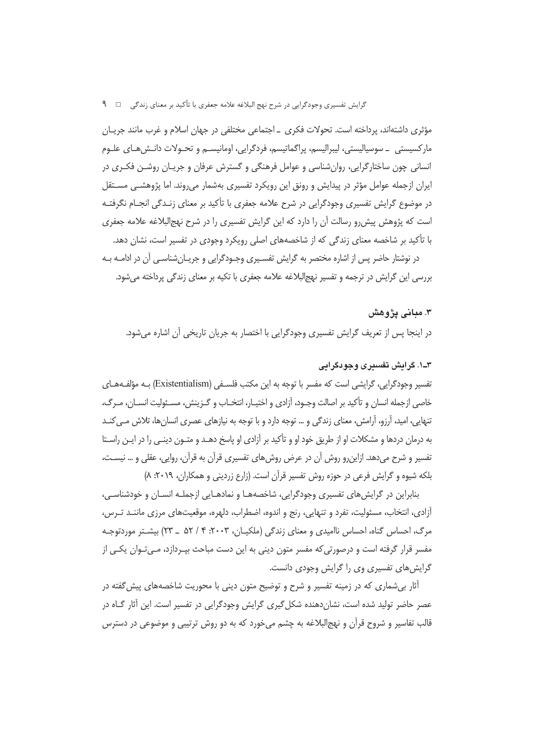مؤثری داشته‌اند، پرداخته است. تحولات فکری ـ اجتماعی مختلفی در جهان اسلام و غرب مانند جریان مارکسیستی ـ سوسیالیستی، لیبرالیسم، پراگماتیسم، فردگرایی، اومانیسم و تحولات دانش‌های علوم انسانی چون ساختارگرایی، روان‌شناسی و عوامل فرهنگی و گسترش عرفان و جریان روشن فکری در ایران ازجمله عوامل مؤثر در پیدایش و رونق این رویکرد تفسیری به‌شمار می‌روند. اما پژوهشی مستقل در موضوع گرایش تفسیری وجودگرایی در شرح علامه جعفری با تأکید بر معنای زندگی انجام نگرفته است که پژوهش پیش‌رو رسالت آن را دارد که این گرایش تفسیری را در شرح نهج‌البلاغه علامه جعفری با تأکید بر شاخصه معنای زندگی که از شاخصه‌های اصلی رویکرد وجودی در تفسیر است، نشان دهد.

در نوشتار حاضر پس از اشاره مختصر به گرایش تفسیری وجودگرایی و جریان‌شناسی آن در ادامه به بررسی این گرایش در ترجمه و تفسیر نهج‌البلاغه علامه جعفری با تکیه بر معنای زندگی پرداخته می‌شود.

## ۳. مبانی پژوهش

در اینجا پس از تعریف گرایش تفسیری وجودگرایی با اختصار به جریان تاریخی آن اشاره می‌شود.

### ۳ـ۱. گرایش تفسیری وجودگرایی

تفسیر وجودگرایی، گرایشی است که مفسر با توجه به این مکتب فلسفی (Existentialism) به مؤلفه‌های خاصی ازجمله انسان و تأکید بر اصالت وجود، آزادی و اختیار، انتخاب و گزینش، مسئولیت انسان، مرگ، تنهایی، امید، آرزو، آرامش، معنای زندگی و ... توجه دارد و با توجه به نیازهای عصری انسان‌ها، تلاش می‌کند به درمان دردها و مشکلات او از طریق خود او و تأکید بر آزادی او پاسخ دهد و متون دینی را در این راستا تفسیر و شرح می‌دهد. ازاین‌رو روش آن در عرض روش‌های تفسیری قرآن به قرآن، روایی، عقلی و ... نیست، بلکه شیوه و گرایش فرعی در حوزه روش تفسیر قرآن است. (زارع زردینی و همکاران، ۲۰۱۹: ۸)

بنابراین در گرایش‌های تفسیری وجودگرایی، شاخصه‌ها و نمادهایی ازجمله انسان و خودشناسی، آزادی، انتخاب، مسئولیت، تفرد و تنهایی، رنج و اندوه، اضطراب، دلهره، موقعیت‌های مرزی مانند ترس، مرگ، احساس گناه، احساس ناامیدی و معنای زندگی (ملکیان، ۲۰۰۳: ۴ / ۵۲ ـ ۲۳) بیشتر موردتوجه مفسر قرار گرفته است و درصورتی‌که مفسر متون دینی به این دست مباحث بپردازد، می‌توان یکی از گرایش‌های تفسیری وی را گرایش وجودی دانست.

آثار بی‌شماری که در زمینه تفسیر و شرح و توضیح متون دینی با محوریت شاخصه‌های پیش‌گفته در عصر حاضر تولید شده است، نشان‌دهنده شکل‌گیری گرایش وجودگرایی در تفسیر است. این آثار گاه در قالب تفاسیر و شروح قرآن و نهج‌البلاغه به چشم می‌خورد که به دو روش ترتیبی و موضوعی در دسترس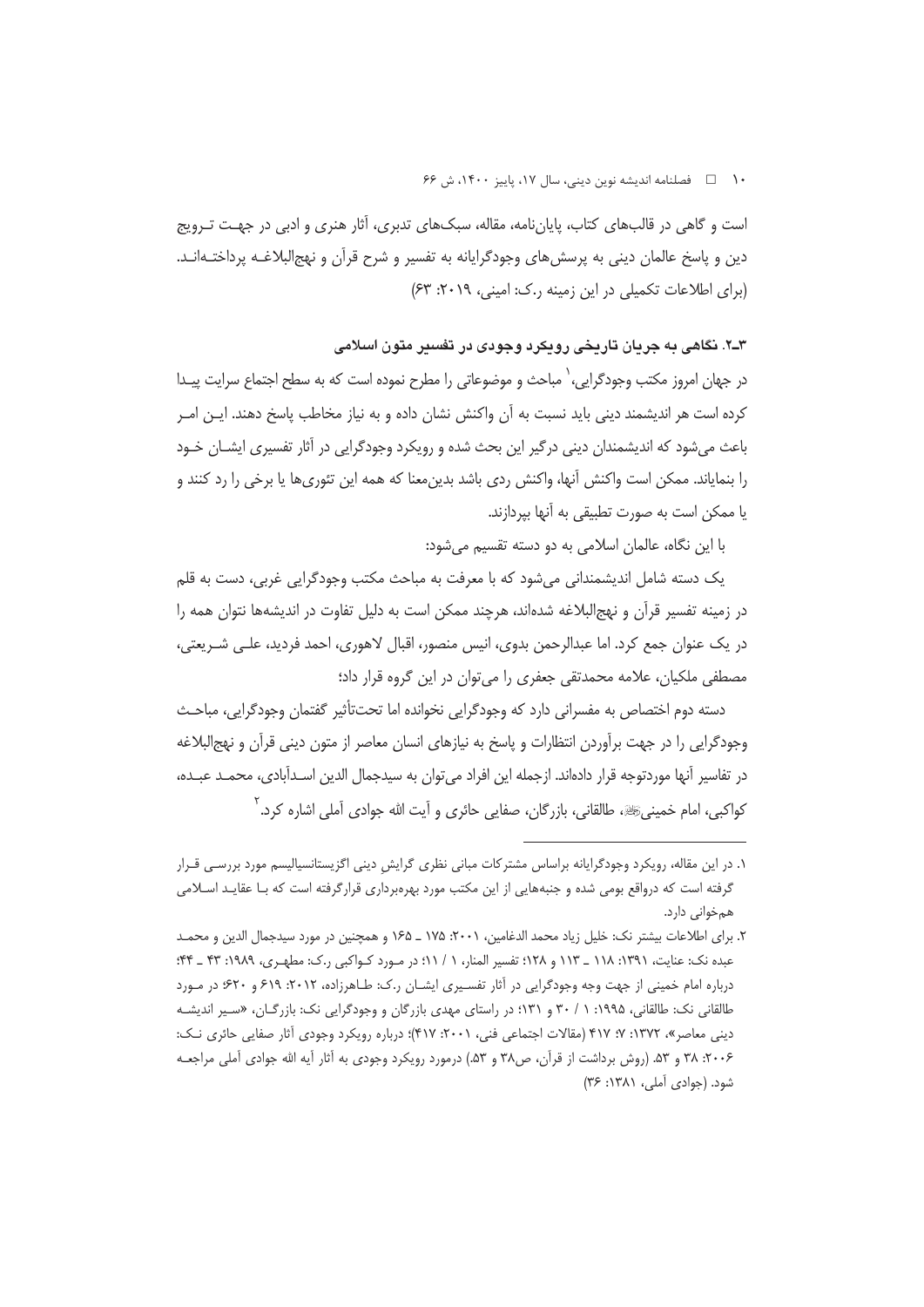است و گاهی در قالب‌های کتاب، پایان‌نامه، مقاله، سبک‌های تدبری، آثار هنری و ادبی در جهـت تـرویج دین و پاسخ عالمان دینی به پرسش‌های وجودگرایانه به تفسیر و شرح قرآن و نهج‌البلاغـه پرداختـه‌انـد. (برای اطلاعات تکمیلی در این زمینه ر.ک: امینی، ۲۰۱۹: ۶۳)

### ۳ـ۲. نگاهی به جریان تاریخی رویکرد وجودی در تفسیر متون اسلامی

در جهان امروز مکتب وجودگرایی،[1] مباحث و موضوعاتی را مطرح نموده است که به سطح اجتماع سرایت پیـدا کرده است هر اندیشمند دینی باید نسبت به آن واکنش نشان داده و به نیاز مخاطب پاسخ دهند. ایـن امـر باعث می‌شود که اندیشمندان دینی درگیر این بحث شده و رویکرد وجودگرایی در آثار تفسیری ایشـان خـود را بنمایاند. ممکن است واکنش آنها، واکنش ردی باشد بدین‌معنا که همه این تئوری‌ها یا برخی را رد کنند و یا ممکن است به صورت تطبیقی به آنها بپردازند.

با این نگاه، عالمان اسلامی به دو دسته تقسیم می‌شود:

یک دسته شامل اندیشمندانی می‌شود که با معرفت به مباحث مکتب وجودگرایی غربی، دست به قلم در زمینه تفسیر قرآن و نهج‌البلاغه شده‌اند، هرچند ممکن است به دلیل تفاوت در اندیشه‌ها نتوان همه را در یک عنوان جمع کرد. اما عبدالرحمن بدوی، انیس منصور، اقبال لاهوری، احمد فردید، علـی شـریعتی، مصطفی ملکیان، علامه محمدتقی جعفری را می‌توان در این گروه قرار داد؛

دسته دوم اختصاص به مفسرانی دارد که وجودگرایی نخوانده اما تحت‌تأثیر گفتمان وجودگرایی، مباحـث وجودگرایی را در جهت برآوردن انتظارات و پاسخ به نیازهای انسان معاصر از متون دینی قرآن و نهج‌البلاغه در تفاسیر آنها موردتوجه قرار داده‌اند. ازجمله این افراد می‌توان به سیدجمال الدین اسـدآبادی، محمـد عبـده، کواکبی، امام خمینی‌، طالقانی، بازرگان، صفایی حائری و آیت الله جوادی آملی اشاره کرد.[2]

---

۱. در این مقاله، رویکرد وجودگرایانه براساس مشترکات مبانی نظری گرایش دینی اگزیستانسیالیسم مورد بررسـی قـرار گرفته است که درواقع بومی شده و جنبه‌هایی از این مکتب مورد بهره‌برداری قرارگرفته است که بـا عقایـد اسـلامی همخوانی دارد.

۲. برای اطلاعات بیشتر نک: خلیل زیاد محمد الدغامین، ۲۰۰۱: ۱۷۵ ـ ۱۶۵ و همچنین در مورد سیدجمال الدین و محمـد عبده نک: عنایت، ۱۳۹۱: ۱۱۸ ـ ۱۱۳ و ۱۲۸؛ تفسیر المنار، ۱ / ۱۱؛ در مـورد کـواکبی ر.ک: مطهـری، ۱۹۸۹: ۴۳ ـ ۴۴؛ درباره امام خمینی از جهت وجه وجودگرایی در آثار تفسـیری ایشـان ر.ک: طـاهرزاده، ۲۰۱۲: ۶۱۹ و ۶۲۰؛ در مـورد طالقانی نک: طالقانی، ۱۹۹۵: ۱ / ۳۰ و ۱۳۱؛ در راستای مهدی بازرگان و وجودگرایی نک: بازرگـان، «سـیر اندیشـه دینی معاصر»، ۱۳۷۲: ۷؛ ۴۱۷ (مقالات اجتماعی فنی، ۲۰۰۱: ۴۱۷)؛ درباره رویکرد وجودی آثار صفایی حائری نـک: ۲۰۰۶: ۳۸ و ۵۳. (روش برداشت از قرآن، ص۳۸ و ۵۳.) درمورد رویکرد وجودی به آثار آیه الله جوادی آملی مراجعـه شود. (جوادی آملی، ۱۳۸۱: ۳۶)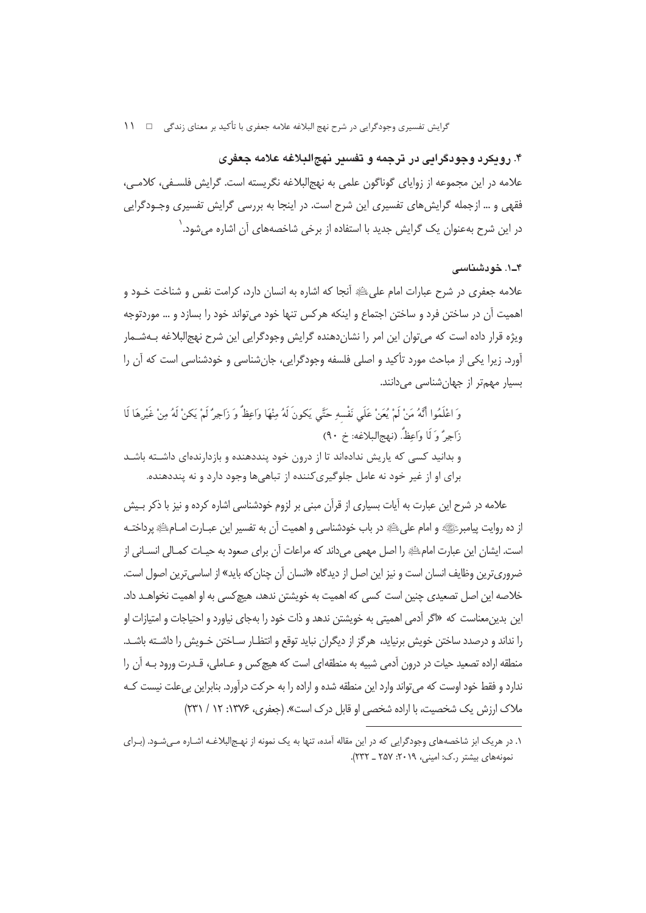## ۴. رویکرد وجودگرایی در ترجمه و تفسیر نهج‌البلاغه علامه جعفری

علامه در این مجموعه از زوایای گوناگون علمی به نهج‌البلاغه نگریسته است. گرایش فلسفی، کلامی، فقهی و ... ازجمله گرایش‌های تفسیری این شرح است. در اینجا به بررسی گرایش تفسیری وجودگرایی در این شرح به‌عنوان یک گرایش جدید با استفاده از برخی شاخصه‌های آن اشاره می‌شود.[1]

### ۴ـ۱. خودشناسی

علامه جعفری در شرح عبارات امام علی‌ؑ آنجا که اشاره به انسان دارد، کرامت نفس و شناخت خود و اهمیت آن در ساختن فرد و ساختن اجتماع و اینکه هرکس تنها خود می‌تواند خود را بسازد و ... موردتوجه ویژه قرار داده است که می‌توان این امر را نشان‌دهنده گرایش وجودگرایی این شرح نهج‌البلاغه به‌شمار آورد. زیرا یکی از مباحث مورد تأکید و اصلی فلسفه وجودگرایی، جان‌شناسی و خودشناسی است که آن را بسیار مهم‌تر از جهان‌شناسی می‌دانند.

> وَ اعْلَمُوا أَنَّهُ مَنْ لَمْ یُعَنْ عَلَی نَفْسِهِ حَتَّی یَکونَ لَهُ مِنْهَا وَاعِظٌ وَ زَاجِرٌ لَمْ یَکنْ لَهُ مِنْ غَیْرِهَا لَا زَاجِرٌ وَ لَا وَاعِظٌ. (نهج‌البلاغه: خ ۹۰)
>
> و بدانید کسی که یاریش نداده‌اند تا از درون خود پنددهنده و بازدارنده‌ای داشته باشد برای او از غیر خود نه عامل جلوگیری‌کننده از تباهی‌ها وجود دارد و نه پنددهنده.

علامه در شرح این عبارت به آیات بسیاری از قرآن مبنی بر لزوم خودشناسی اشاره کرده و نیز با ذکر بیش از ده روایت پیامبرﷺ و امام علی‌ؑ در باب خودشناسی و اهمیت آن به تفسیر این عبارت امامؑ پرداخته است. ایشان این عبارت امامؑ را اصل مهمی می‌داند که مراعات آن برای صعود به حیات کمالی انسانی از ضروری‌ترین وظایف انسان است و نیز این اصل از دیدگاه «انسان آن چنان‌که باید» از اساسی‌ترین اصول است. خلاصه این اصل تصعیدی چنین است کسی که اهمیت به خویشتن ندهد، هیچ‌کسی به او اهمیت نخواهد داد. این بدین‌معناست که «اگر آدمی اهمیتی به خویشتن ندهد و ذات خود را به‌جای نیاورد و احتیاجات و امتیازات او را نداند و درصدد ساختن خویش برنیاید، هرگز از دیگران نباید توقع و انتظار ساختن خویش را داشته باشد. منطقه اراده تصعید حیات در درون آدمی شبیه به منطقه‌ای است که هیچ‌کس و عاملی، قدرت ورود به آن را ندارد و فقط خود اوست که می‌تواند وارد این منطقه شده و اراده را به حرکت درآورد. بنابراین بی‌علت نیست که ملاک ارزش یک شخصیت، با اراده شخصی او قابل درک است». (جعفری، ۱۳۷۶: ۱۲ / ۲۳۱)

---

[1] در هریک ابز شاخصه‌های وجودگرایی که در این مقاله آمده، تنها به یک نمونه از نهج‌البلاغه اشاره می‌شود. (برای نمونه‌های بیشتر ر.ک: امینی، ۲۰۱۹: ۲۵۷ ـ ۲۳۲).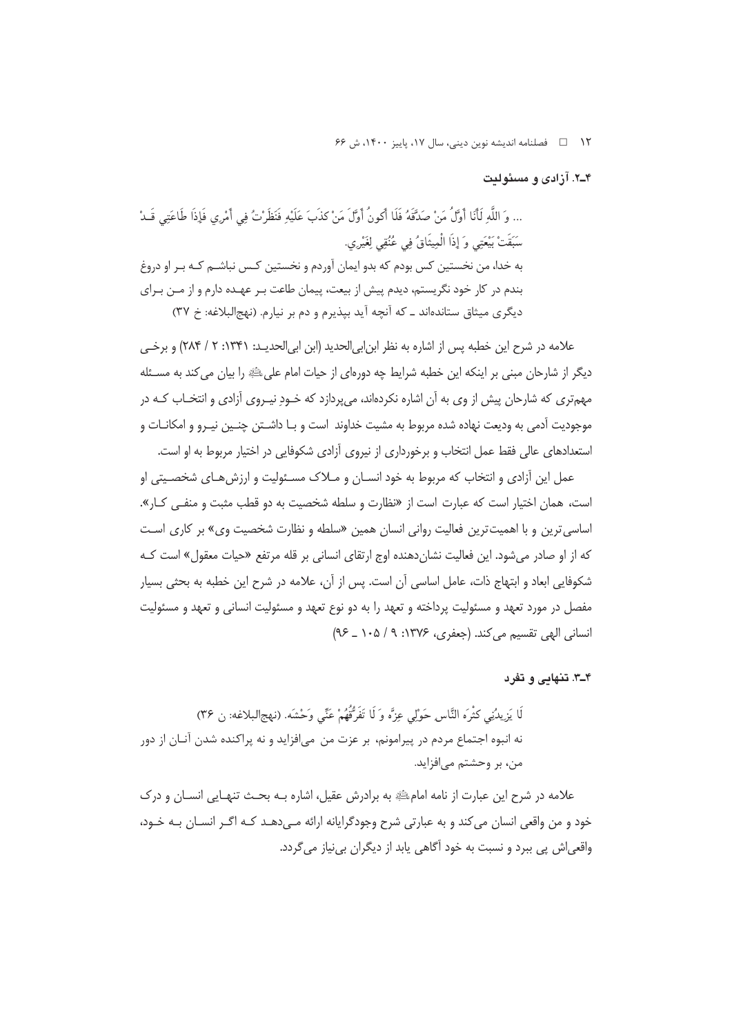### ۴ـ۲. آزادی و مسئولیت

... وَ اللَّهِ لَأَنَا أَوَّلُ مَنْ صَدَّقَهُ فَلَا أَكُونُ أَوَّلَ مَنْ كَذَبَ عَلَيْهِ فَنَظَرْتُ فِي أَمْرِي فَإِذَا طَاعَتِي قَدْ سَبَقَتْ بَيْعَتِي وَ إِذَا الْمِيثَاقُ فِي عُنُقِي لِغَيْرِي.

به خدا، من نخستین کس بودم که بدو ایمان آوردم و نخستین کس نباشم که بر او دروغ بندم در کار خود نگریستم، دیدم پیش از بیعت، پیمان طاعت بر عهده دارم و از من برای دیگری میثاق ستانده‌اند ـ که آنچه آید بپذیرم و دم بر نیارم. (نهج‌البلاغه: خ ۳۷)

علامه در شرح این خطبه پس از اشاره به نظر ابن‌ابی‌الحدید (ابن ابی‌الحدید: ۱۳۴۱: ۲ / ۲۸۴) و برخی دیگر از شارحان مبنی بر اینکه این خطبه شرایط چه دوره‌ای از حیات امام علی‌ؑ را بیان می‌کند به مسئله مهم‌تری که شارحان پیش از وی به آن اشاره نکرده‌اند، می‌پردازد که خودِ نیروی آزادی و انتخاب که در موجودیت آدمی به ودیعت نهاده شده مربوط به مشیت خداوند است و با داشتن چنین نیرو و امکانات و استعدادهای عالی فقط عمل انتخاب و برخورداری از نیروی آزادی شکوفایی در اختیار مربوط به او است.

عمل این آزادی و انتخاب که مربوط به خود انسان و ملاک مسئولیت و ارزش‌های شخصیتی او است، همان اختیار است که عبارت است از «نظارت و سلطه شخصیت به دو قطب مثبت و منفی کار». اساسی‌ترین و با اهمیت‌ترین فعالیت روانی انسان همین «سلطه و نظارت شخصیت وی» بر کاری است که از او صادر می‌شود. این فعالیت نشان‌دهنده اوج ارتقای انسانی بر قله مرتفع «حیات معقول» است که شکوفایی ابعاد و ابتهاج ذات، عامل اساسی آن است. پس از آن، علامه در شرح این خطبه به بحثی بسیار مفصل در مورد تعهد و مسئولیت پرداخته و تعهد را به دو نوع تعهد و مسئولیت انسانی و تعهد و مسئولیت انسانی الهی تقسیم می‌کند. (جعفری، ۱۳۷۶: ۹ / ۱۰۵ ـ ۹۶)

### ۴ـ۳. تنهایی و تفرد

لَا يَزِيدُنِي كَثْرَةُ النَّاسِ حَوْلِي عِزَّةً وَ لَا تَفَرُّقُهُمْ عَنِّي وَحْشَةً. (نهج‌البلاغه: ن ۳۶)

نه انبوه اجتماع مردم در پیرامونم، بر عزت من می‌افزاید و نه پراکنده شدن آنان از دور من، بر وحشتم می‌افزاید.

علامه در شرح این عبارت از نامه امام‌ؑ به برادرش عقیل، اشاره به بحث تنهایی انسان و درک خود و من واقعی انسان می‌کند و به عبارتی شرح وجودگرایانه ارائه می‌دهد که اگر انسان به خود، واقعی‌اش پی ببرد و نسبت به خود آگاهی یابد از دیگران بی‌نیاز می‌گردد.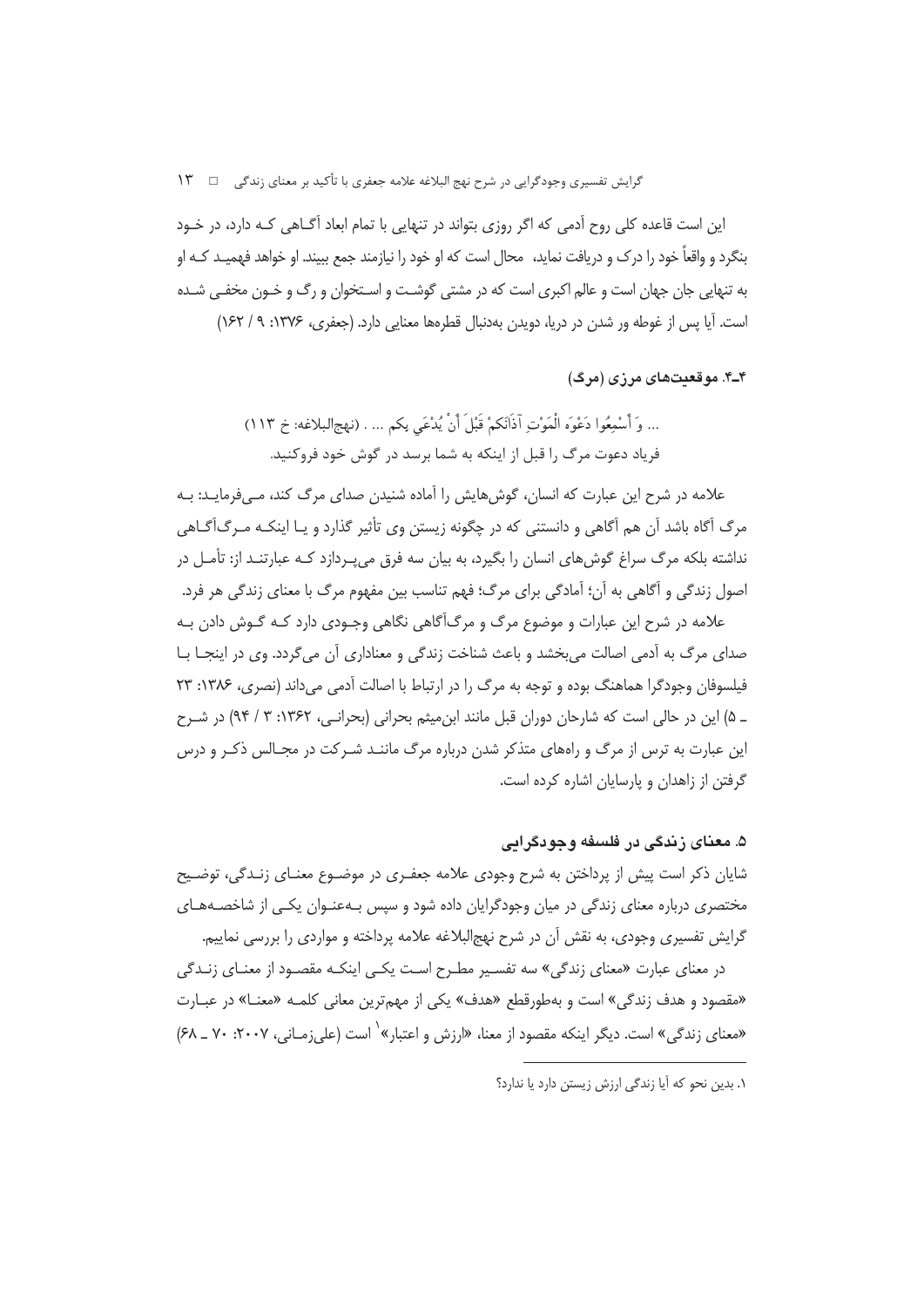این است قاعده کلی روح آدمی که اگر روزی بتواند در تنهایی با تمام ابعاد آگـاهی کـه دارد، در خـود بنگرد و واقعاً خود را درک و دریافت نماید، محال است که او خود را نیازمند جمع ببیند. او خواهد فهمیـد کـه او به تنهایی جان جهان است و عالم اکبری است که در مشتی گوشـت و اسـتخوان و رگ و خـون مخفـی شـده است. آیا پس از غوطه ور شدن در دریا، دویدن به‌دنبال قطره‌ها معنایی دارد. (جعفری، ۱۳۷۶: ۹ / ۱۶۲)

### ۴ـ۴. موقعیت‌های مرزی (مرگ)

... وَ أَسْمِعُوا دَعْوَه الْمَوْتِ آذَانَكمْ قَبْلَ أَنْ يُدْعَي بِكم ... . (نهج‌البلاغه: خ ۱۱۳)

فریاد دعوت مرگ را قبل از اینکه به شما برسد در گوش خود فروکنید.

علامه در شرح این عبارت که انسان، گوش‌هایش را آماده شنیدن صدای مرگ کند، مـی‌فرمایـد: بـه مرگ آگاه باشد آن هم آگاهی و دانستنی که در چگونه زیستن وی تأثیر گذارد و یـا اینکـه مـرگ‌آگـاهی نداشته بلکه مرگ سراغ گوش‌های انسان را بگیرد، به بیان سه فرق می‌پـردازد کـه عبارتنـد از: تأمـل در اصول زندگی و آگاهی به آن؛ آمادگی برای مرگ؛ فهم تناسب بین مفهوم مرگ با معنای زندگی هر فرد.

علامه در شرح این عبارات و موضوع مرگ و مرگ‌آگاهی نگاهی وجـودی دارد کـه گـوش دادن بـه صدای مرگ به آدمی اصالت می‌بخشد و باعث شناخت زندگی و معناداری آن می‌گردد. وی در اینجـا بـا فیلسوفان وجودگرا هماهنگ بوده و توجه به مرگ را در ارتباط با اصالت آدمی می‌داند (نصری، ۱۳۸۶: ۲۳ ـ ۵) این در حالی است که شارحان دوران قبل مانند ابن‌میثم بحرانی (بحرانـی، ۱۳۶۲: ۳ / ۹۴) در شـرح این عبارت به ترس از مرگ و راه‌های متذکر شدن درباره مرگ ماننـد شـرکت در مجـالس ذکـر و درس گرفتن از زاهدان و پارسایان اشاره کرده است.

## ۵. معنای زندگی در فلسفه وجودگرایی

شایان ذکر است پیش از پرداختن به شرح وجودی علامه جعفـری در موضـوع معنـای زنـدگی، توضـیح مختصری درباره معنای زندگی در میان وجودگرایان داده شود و سپس بـه‌عنـوان یکـی از شاخصـه‌هـای گرایش تفسیری وجودی، به نقش آن در شرح نهج‌البلاغه علامه پرداخته و مواردی را بررسی نماییم.

در معنای عبارت «معنای زندگی» سه تفسـیر مطـرح اسـت یکـی اینکـه مقصـود از معنـای زنـدگی «مقصود و هدف زندگی» است و به‌طورقطع «هدف» یکی از مهم‌ترین معانی کلمـه «معنـا» در عبـارت «معنای زندگی» است. دیگر اینکه مقصود از معنا، «ارزش و اعتبار»[1] است (علی‌زمـانی، ۲۰۰۷: ۷۰ ـ ۶۸)

---

۱. بدین نحو که آیا زندگی ارزش زیستن دارد یا ندارد؟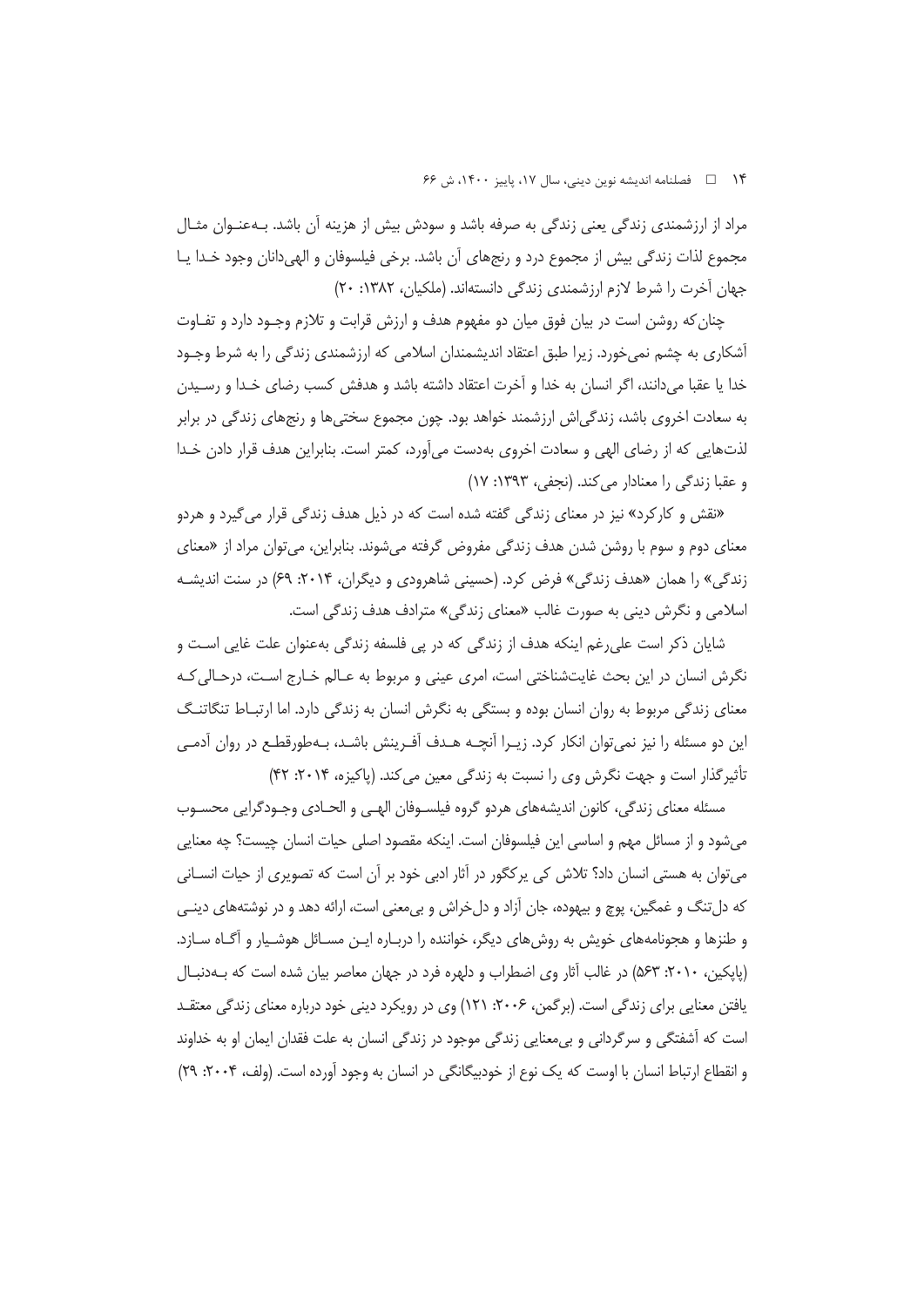مراد از ارزشمندی زندگی یعنی زندگی به صرفه باشد و سودش بیش از هزینه آن باشد. به‌عنوان مثال مجموع لذات زندگی بیش از مجموع درد و رنج‌های آن باشد. برخی فیلسوفان و الهی‌دانان وجود خدا یا جهان آخرت را شرط لازم ارزشمندی زندگی دانسته‌اند. (ملکیان، ۱۳۸۲: ۲۰)

چنان‌که روشن است در بیان فوق میان دو مفهوم هدف و ارزش قرابت و تلازم وجود دارد و تفاوت آشکاری به چشم نمی‌خورد. زیرا طبق اعتقاد اندیشمندان اسلامی که ارزشمندی زندگی را به شرط وجود خدا یا عقبا می‌دانند، اگر انسان به خدا و آخرت اعتقاد داشته باشد و هدفش کسب رضای خدا و رسیدن به سعادت اخروی باشد، زندگی‌اش ارزشمند خواهد بود. چون مجموع سختی‌ها و رنج‌های زندگی در برابر لذت‌هایی که از رضای الهی و سعادت اخروی به‌دست می‌آورد، کمتر است. بنابراین هدف قرار دادن خدا و عقبا زندگی را معنادار می‌کند. (نجفی، ۱۳۹۳: ۱۷)

«نقش و کارکرد» نیز در معنای زندگی گفته شده است که در ذیل هدف زندگی قرار می‌گیرد و هردو معنای دوم و سوم با روشن شدن هدف زندگی مفروض گرفته می‌شوند. بنابراین، می‌توان مراد از «معنای زندگی» را همان «هدف زندگی» فرض کرد. (حسینی شاهرودی و دیگران، ۲۰۱۴: ۶۹) در سنت اندیشه اسلامی و نگرش دینی به صورت غالب «معنای زندگی» مترادف هدف زندگی است.

شایان ذکر است علی‌رغم اینکه هدف از زندگی که در پی فلسفه زندگی به‌عنوان علت غایی است و نگرش انسان در این بحث غایت‌شناختی است، امری عینی و مربوط به عالم خارج است، درحالی‌که معنای زندگی مربوط به روان انسان بوده و بستگی به نگرش انسان به زندگی دارد. اما ارتباط تنگاتنگ این دو مسئله را نیز نمی‌توان انکار کرد. زیرا آنچه هدف آفرینش باشد، به‌طورقطع در روان آدمی تأثیرگذار است و جهت نگرش وی را نسبت به زندگی معین می‌کند. (پاکیزه، ۲۰۱۴: ۴۲)

مسئله معنای زندگی، کانون اندیشه‌های هردو گروه فیلسوفان الهی و الحادی وجودگرایی محسوب می‌شود و از مسائل مهم و اساسی این فیلسوفان است. اینکه مقصود اصلی حیات انسان چیست؟ چه معنایی می‌توان به هستی انسان داد؟ تلاش کی یرکگور در آثار ادبی خود بر آن است که تصویری از حیات انسانی که دل‌تنگ و غمگین، پوچ و بیهوده، جان آزاد و دل‌خراش و بی‌معنی است، ارائه دهد و در نوشته‌های دینی و طنزها و هجونامه‌های خویش به روش‌های دیگر، خواننده را درباره این مسائل هوشیار و آگاه سازد. (پاپکین، ۲۰۱۰: ۵۶۳) در غالب آثار وی اضطراب و دلهره فرد در جهان معاصر بیان شده است که به‌دنبال یافتن معنایی برای زندگی است. (برگمن، ۲۰۰۶: ۱۲۱) وی در رویکرد دینی خود درباره معنای زندگی معتقد است که آشفتگی و سرگردانی و بی‌معنایی زندگی موجود در زندگی انسان به علت فقدان ایمان او به خداوند و انقطاع ارتباط انسان با اوست که یک نوع از خودبیگانگی در انسان به وجود آورده است. (ولف، ۲۰۰۴: ۲۹)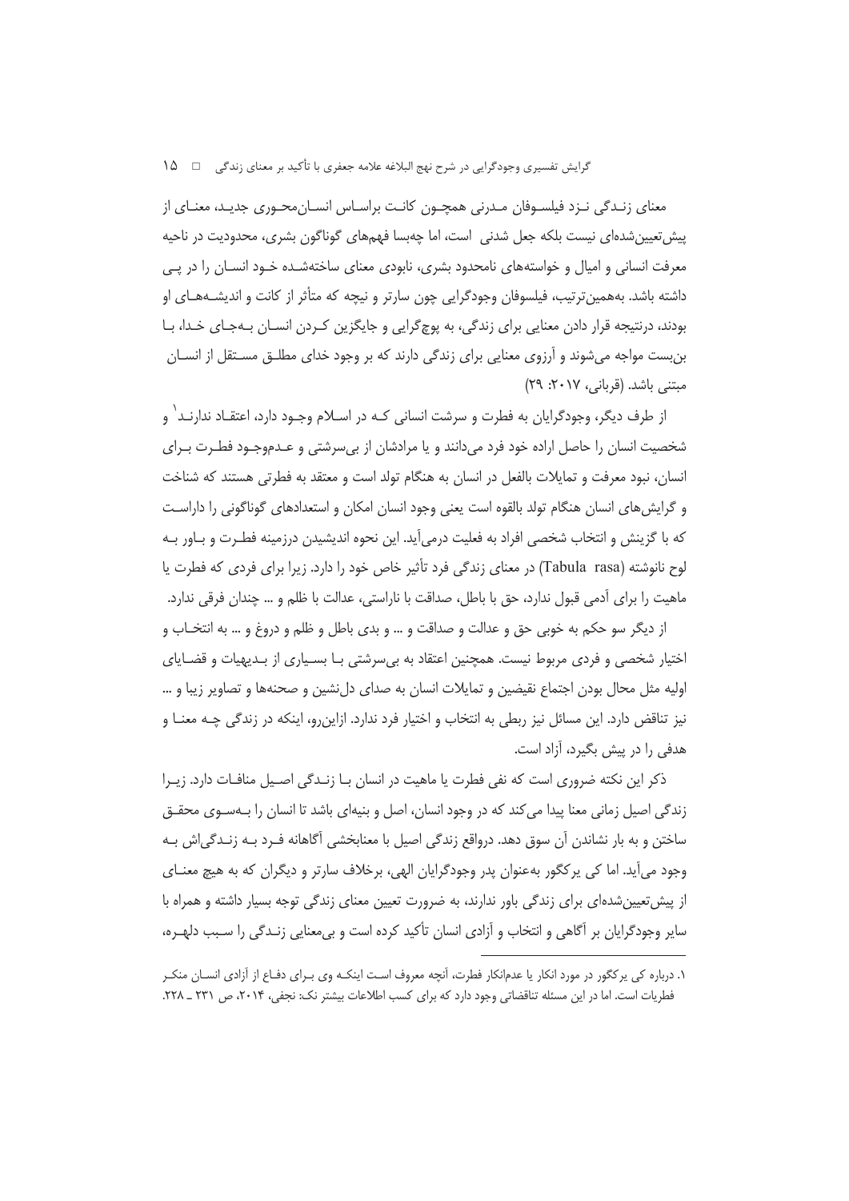معنای زندگی نزد فیلسوفان مدرنی همچون کانت براساس انسان‌محوری جدید، معنای از پیش‌تعیین‌شده‌ای نیست بلکه جعل شدنی است، اما چه‌بسا فهم‌های گوناگون بشری، محدودیت در ناحیه معرفت انسانی و امیال و خواسته‌های نامحدود بشری، نابودی معنای ساخته‌شده خود انسان را در پی داشته باشد. به‌همین‌ترتیب، فیلسوفان وجودگرایی چون سارتر و نیچه که متأثر از کانت و اندیشه‌های او بودند، درنتیجه قرار دادن معنایی برای زندگی، به پوچ‌گرایی و جایگزین کردن انسان به‌جای خدا، با بن‌بست مواجه می‌شوند و آرزوی معنایی برای زندگی دارند که بر وجود خدای مطلق مستقل از انسان مبتنی باشد. (قربانی، ۲۰۱۷: ۲۹)

از طرف دیگر، وجودگرایان به فطرت و سرشت انسانی کـه در اسلام وجـود دارد، اعتقـاد ندارنـد[۱] و شخصیت انسان را حاصل اراده خود فرد می‌دانند و یا مرادشان از بی‌سرشتی و عدم‌وجود فطرت برای انسان، نبود معرفت و تمایلات بالفعل در انسان به هنگام تولد است و معتقد به فطرتی هستند که شناخت و گرایش‌های انسان هنگام تولد بالقوه است یعنی وجود انسان امکان و استعدادهای گوناگونی را داراست که با گزینش و انتخاب شخصی افراد به فعلیت درمی‌آید. این نحوه اندیشیدن درزمینه فطرت و باور به لوح نانوشته (Tabula rasa) در معنای زندگی فرد تأثیر خاص خود را دارد. زیرا برای فردی که فطرت یا ماهیت را برای آدمی قبول ندارد، حق با باطل، صداقت با ناراستی، عدالت با ظلم و ... چندان فرقی ندارد.

از دیگر سو حکم به خوبی حق و عدالت و صداقت و ... و بدی باطل و ظلم و دروغ و ... به انتخاب و اختیار شخصی و فردی مربوط نیست. همچنین اعتقاد به بی‌سرشتی با بسیاری از بدیهیات و قضایای اولیه مثل محال بودن اجتماع نقیضین و تمایلات انسان به صدای دل‌نشین و صحنه‌ها و تصاویر زیبا و ... نیز تناقض دارد. این مسائل نیز ربطی به انتخاب و اختیار فرد ندارد. ازاین‌رو، اینکه در زندگی چه معنا و هدفی را در پیش بگیرد، آزاد است.

ذکر این نکته ضروری است که نفی فطرت یا ماهیت در انسان با زندگی اصیل منافات دارد. زیرا زندگی اصیل زمانی معنا پیدا می‌کند که در وجود انسان، اصل و بنیه‌ای باشد تا انسان را به‌سوی محقق ساختن و به بار نشاندن آن سوق دهد. درواقع زندگی اصیل با معنابخشی آگاهانه فرد به زندگی‌اش به وجود می‌آید. اما کی یرکگور به‌عنوان پدر وجودگرایان الهی، برخلاف سارتر و دیگران که به هیچ معنای از پیش‌تعیین‌شده‌ای برای زندگی باور ندارند، به ضرورت تعیین معنای زندگی توجه بسیار داشته و همراه با سایر وجودگرایان بر آگاهی و انتخاب و آزادی انسان تأکید کرده است و بی‌معنایی زندگی را سبب دلهره،

---

۱. درباره کی یرکگور در مورد انکار یا عدم‌انکار فطرت، آنچه معروف است اینکه وی برای دفاع از آزادی انسان منکر فطریات است. اما در این مسئله تناقضاتی وجود دارد که برای کسب اطلاعات بیشتر نک: نجفی، ۲۰۱۴، ص ۲۳۱ ـ ۲۲۸.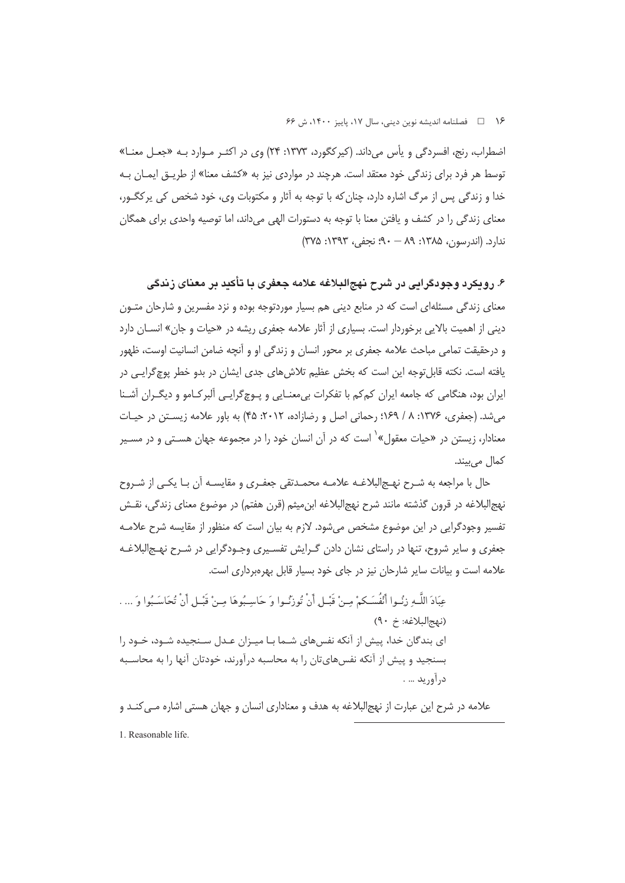اضطراب، رنج، افسردگی و یأس می‌داند. (کیرکگورد، ۱۳۷۳: ۲۴) وی در اکثر موارد به «جعل معنا» توسط هر فرد برای زندگی خود معتقد است. هرچند در مواردی نیز به «کشف معنا» از طریق ایمان به خدا و زندگی پس از مرگ اشاره دارد، چنان‌که با توجه به آثار و مکتوبات وی، خود شخص کی یرکگور، معنای زندگی را در کشف و یافتن معنا با توجه به دستورات الهی می‌داند، اما توصیه واحدی برای همگان ندارد. (اندرسون، ۱۳۸۵: ۸۹ – ۹۰؛ نجفی، ۱۳۹۳: ۳۷۵)

## ۶. رویکرد وجودگرایی در شرح نهج‌البلاغه علامه جعفری با تأکید بر معنای زندگی

معنای زندگی مسئله‌ای است که در منابع دینی هم بسیار موردتوجه بوده و نزد مفسرین و شارحان متون دینی از اهمیت بالایی برخوردار است. بسیاری از آثار علامه جعفری ریشه در «حیات و جان» انسان دارد و درحقیقت تمامی مباحث علامه جعفری بر محور انسان و زندگی او و آنچه ضامن انسانیت اوست، ظهور یافته است. نکته قابل‌توجه این است که بخش عظیم تلاش‌های جدی ایشان در بدو خطر پوچ‌گرایی در ایران بود، هنگامی که جامعه ایران کم‌کم با تفکرات بی‌معنایی و پوچ‌گرایی آلبرکامو و دیگران آشنا می‌شد. (جعفری، ۱۳۷۶: ۸ / ۱۶۹؛ رحمانی اصل و رضازاده، ۲۰۱۲: ۴۵) به باور علامه زیستن در حیات معنادار، زیستن در «حیات معقول»[1] است که در آن انسان خود را در مجموعه جهان هستی و در مسیر کمال می‌بیند.

حال با مراجعه به شرح نهج‌البلاغه علامه محمدتقی جعفری و مقایسه آن با یکی از شروح نهج‌البلاغه در قرون گذشته مانند شرح نهج‌البلاغه ابن‌میثم (قرن هفتم) در موضوع معنای زندگی، نقش تفسیر وجودگرایی در این موضوع مشخص می‌شود. لازم به بیان است که منظور از مقایسه شرح علامه جعفری و سایر شروح، تنها در راستای نشان دادن گرایش تفسیری وجودگرایی در شرح نهج‌البلاغه علامه است و بیانات سایر شارحان نیز در جای خود بسیار قابل بهره‌برداری است.

> عِبَادَ اللَّهِ زِنُوا أَنْفُسَكُمْ مِنْ قَبْلِ أَنْ تُوزَنُوا وَ حَاسِبُوهَا مِنْ قَبْلِ أَنْ تُحَاسَبُوا وَ ... .
> (نهج‌البلاغه: خ ۹۰)
>
> ای بندگان خدا، پیش از آنکه نفس‌های شما با میزان عدل سنجیده شود، خود را بسنجید و پیش از آنکه نفس‌های‌تان را به محاسبه درآورند، خودتان آنها را به محاسبه درآورید ... .

علامه در شرح این عبارت از نهج‌البلاغه به هدف و معناداری انسان و جهان هستی اشاره می‌کند و

---

1. Reasonable life.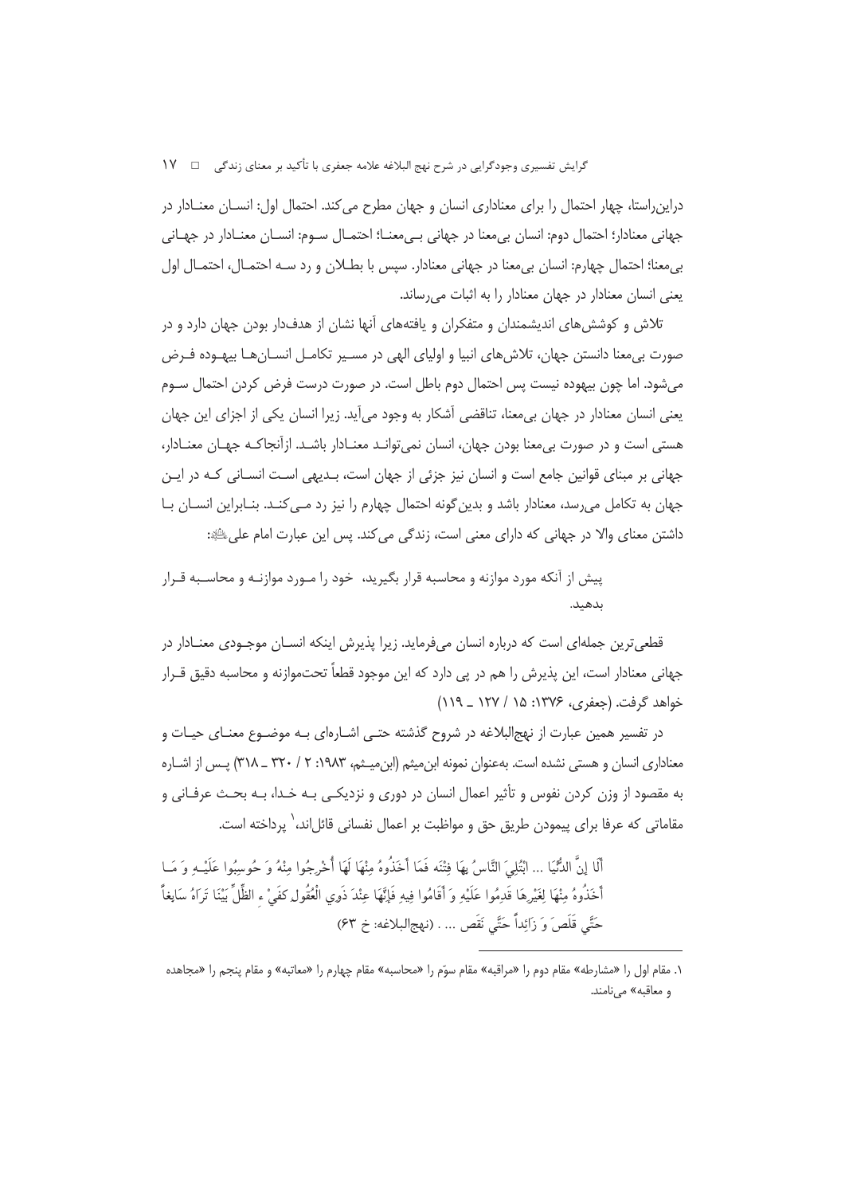دراین‌راستا، چهار احتمال را برای معناداری انسان و جهان مطرح می‌کند. احتمال اول: انسان معنادار در جهانی معنادار؛ احتمال دوم: انسان بی‌معنا در جهانی بی‌معنا؛ احتمال سوم: انسان معنادار در جهانی بی‌معنا؛ احتمال چهارم: انسان بی‌معنا در جهانی معنادار. سپس با بطلان و رد سه احتمال، احتمال اول یعنی انسان معنادار در جهان معنادار را به اثبات می‌رساند.

تلاش و کوشش‌های اندیشمندان و متفکران و یافته‌های آنها نشان از هدف‌دار بودن جهان دارد و در صورت بی‌معنا دانستن جهان، تلاش‌های انبیا و اولیای الهی در مسیر تکامل انسان‌ها بیهوده فرض می‌شود. اما چون بیهوده نیست پس احتمال دوم باطل است. در صورت درست فرض کردن احتمال سوم یعنی انسان معنادار در جهان بی‌معنا، تناقضی آشکار به وجود می‌آید. زیرا انسان یکی از اجزای این جهان هستی است و در صورت بی‌معنا بودن جهان، انسان نمی‌تواند معنادار باشد. ازآنجاکه جهان معنادار، جهانی بر مبنای قوانین جامع است و انسان نیز جزئی از جهان است، بدیهی است انسانی که در این جهان به تکامل می‌رسد، معنادار باشد و بدین‌گونه احتمال چهارم را نیز رد می‌کند. بنابراین انسان با داشتن معنای والا در جهانی که دارای معنی است، زندگی می‌کند. پس این عبارت امام علی﵇:

> پیش از آنکه مورد موازنه و محاسبه قرار بگیرید، خود را مورد موازنه و محاسبه قرار بدهید.

قطعی‌ترین جمله‌ای است که درباره انسان می‌فرماید. زیرا پذیرش اینکه انسان موجودی معنادار در جهانی معنادار است، این پذیرش را هم در پی دارد که این موجود قطعاً تحت‌موازنه و محاسبه دقیق قرار خواهد گرفت. (جعفری، ۱۳۷۶: ۱۵ / ۱۲۷ ـ ۱۱۹)

در تفسیر همین عبارت از نهج‌البلاغه در شروح گذشته حتی اشاره‌ای به موضوع معنای حیات و معناداری انسان و هستی نشده است. به‌عنوان نمونه ابن‌میثم (ابن‌میثم، ۱۹۸۳: ۲ / ۳۲۰ ـ ۳۱۸) پس از اشاره به مقصود از وزن کردن نفوس و تأثیر اعمال انسان در دوری و نزدیکی به خدا، به بحث عرفانی و مقاماتی که عرفا برای پیمودن طریق حق و مواظبت بر اعمال نفسانی قائل‌اند،[1] پرداخته است.

> أَلَا إِنَّ الدُّنْيَا ... ابْتُلِيَ النَّاسُ بِهَا فِتْنَه فَمَا أَخَذُوهُ مِنْهَا لَهَا أُخْرِجُوا مِنْهُ وَ حُوسِبُوا عَلَيْهِ وَ مَا أَخَذُوهُ مِنْهَا لِغَيْرِهَا قَدِمُوا عَلَيْهِ وَ أَقَامُوا فِيهِ فَإِنَّهَا عِنْدَ ذَوِي الْعُقُولِ كفَيْ ءِ الظِّلِّ بَيْنَا تَرَاهُ سَابِغاً حَتَّى قَلَصَ وَ زَائِداً حَتَّى نَقَص ... . (نهج‌البلاغه: خ ۶۳)

---

[1] مقام اول را «مشارطه» مقام دوم را «مراقبه» مقام سوّم را «محاسبه» مقام چهارم را «معاتبه» و مقام پنجم را «مجاهده و معاقبه» می‌نامند.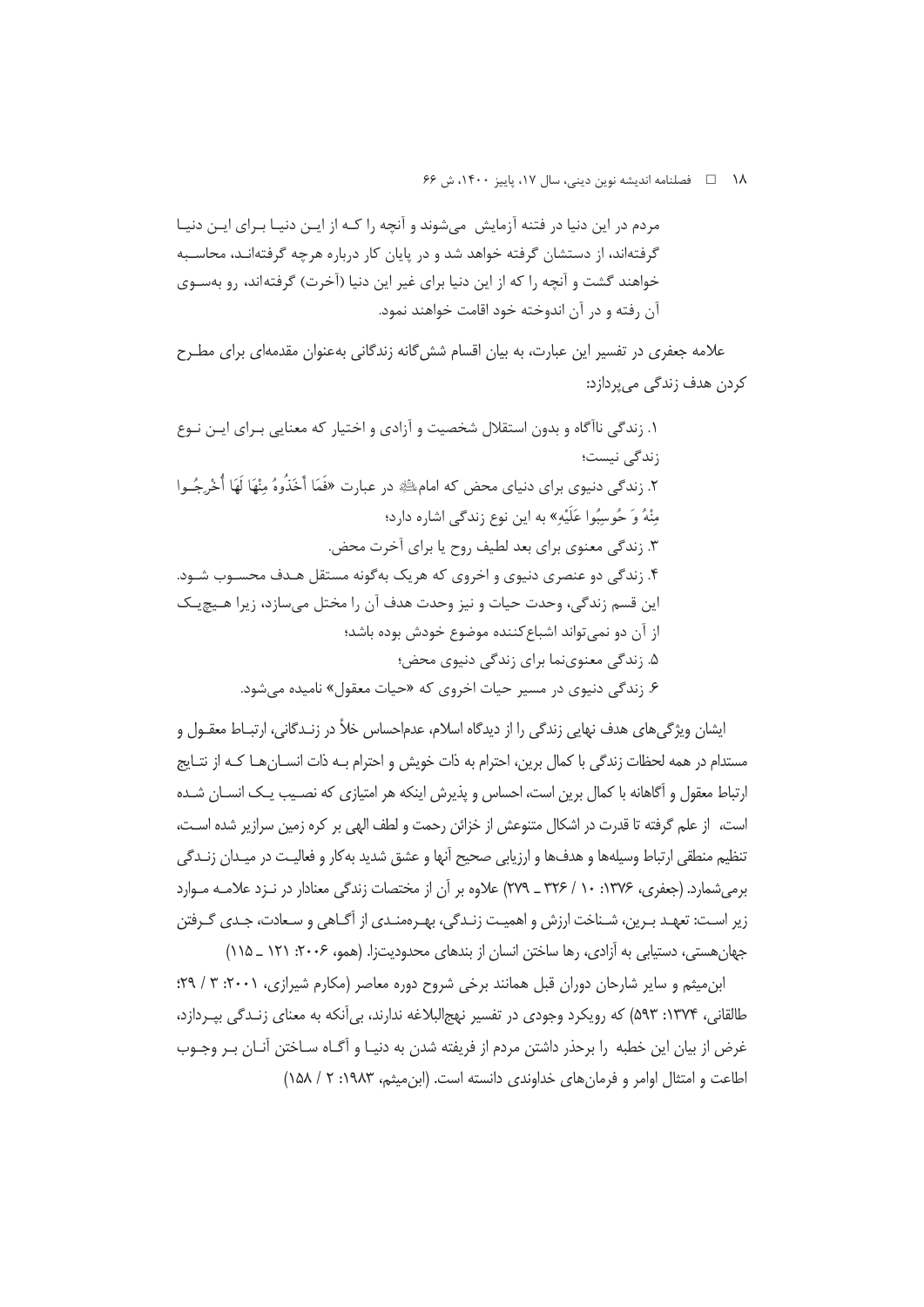مردم در این دنیا در فتنه آزمایش می‌شوند و آنچه را کـه از ایـن دنیـا بـرای ایـن دنیـا گرفته‌اند، از دستشان گرفته خواهد شد و در پایان کار درباره هرچه گرفته‌انـد، محاسـبه خواهند گشت و آنچه را که از این دنیا برای غیر این دنیا (آخرت) گرفته‌اند، رو به‌سـوی آن رفته و در آن اندوخته خود اقامت خواهند نمود.

علامه جعفری در تفسیر این عبارت، به بیان اقسام شش‌گانه زندگانی به‌عنوان مقدمه‌ای برای مطـرح کردن هدف زندگی می‌پردازد:

۱. زندگی ناآگاه و بدون استقلال شخصیت و آزادی و اختیار که معنایی بـرای ایـن نـوع زندگی نیست؛

۲. زندگی دنیوی برای دنیای محض که امامﷺ در عبارت «فَمَا أَخَذُوهُ مِنْهَا لَهَا أُخْرِجُـوا مِنْهُ وَ حُوسِبُوا عَلَیْهِ» به این نوع زندگی اشاره دارد؛

۳. زندگی معنوی برای بعد لطیف روح یا برای آخرت محض.

۴. زندگی دو عنصری دنیوی و اخروی که هریک به‌گونه مستقل هـدف محسـوب شـود. این قسم زندگی، وحدت حیات و نیز وحدت هدف آن را مختل می‌سازد، زیرا هـیچ‌یـک از آن دو نمی‌تواند اشباع‌کننده موضوع خودش بوده باشد؛

۵. زندگی معنوی‌نما برای زندگی دنیوی محض؛

۶. زندگی دنیوی در مسیر حیات اخروی که «حیات معقول» نامیده می‌شود.

ایشان ویژگی‌های هدف نهایی زندگی را از دیدگاه اسلام، عدم‌احساس خلأ در زنـدگانی، ارتبـاط معقـول و مستدام در همه لحظات زندگی با کمال برین، احترام به ذات خویش و احترام بـه ذات انسـان‌هـا کـه از نتـایج ارتباط معقول و آگاهانه با کمال برین است، احساس و پذیرش اینکه هر امتیازی که نصـیب یـک انسـان شـده است، از علم گرفته تا قدرت در اشکال متنوعش از خزائن رحمت و لطف الهی بر کره زمین سرازیر شده اسـت، تنظیم منطقی ارتباط وسیله‌ها و هدف‌ها و ارزیابی صحیح آنها و عشق شدید به‌کار و فعالیـت در میـدان زنـدگی برمی‌شمارد. (جعفری، ۱۳۷۶: ۱۰ / ۳۲۶ ـ ۲۷۹) علاوه بر آن از مختصات زندگی معنادار در نـزد علامـه مـوارد زیر اسـت: تعهـد بـرین، شـناخت ارزش و اهمیـت زنـدگی، بهـره‌منـدی از آگـاهی و سـعادت، جـدی گـرفتن جهان‌هستی، دستیابی به آزادی، رها ساختن انسان از بندهای محدودیت‌زا. (همو، ۲۰۰۶: ۱۲۱ ـ ۱۱۵)

ابن‌میثم و سایر شارحان دوران قبل همانند برخی شروح دوره معاصر (مکارم شیرازی، ۲۰۰۱: ۳ / ۲۹؛ طالقانی، ۱۳۷۴: ۵۹۳) که رویکرد وجودی در تفسیر نهج‌البلاغه ندارند، بی‌آنکه به معنای زنـدگی بپـردازد، غرض از بیان این خطبه را برحذر داشتن مردم از فریفته شدن به دنیـا و آگـاه سـاختن آنـان بـر وجـوب اطاعت و امتثال اوامر و فرمان‌های خداوندی دانسته است. (ابن‌میثم، ۱۹۸۳: ۲ / ۱۵۸)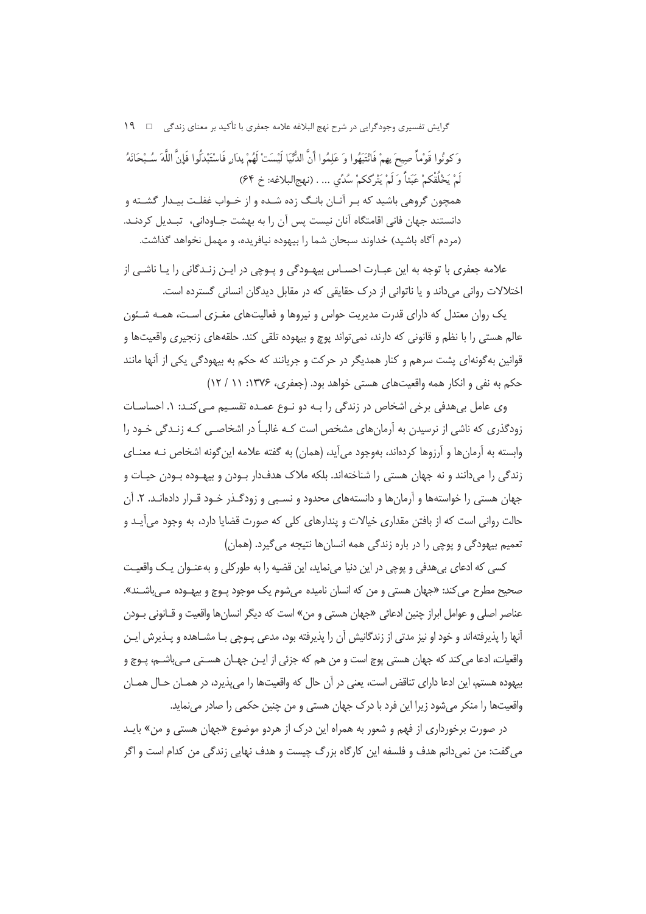وَ کونُوا قَوْماً صِیحَ بِهِمْ فَانْتَبَهُوا وَ عَلِمُوا أَنَّ الدُّنْیَا لَیْسَتْ لَهُمْ بِدَارٍ فَاسْتَبْدَلُوا فَإِنَّ اللَّهَ سُبْحَانَهُ لَمْ یَخْلُقْکُمْ عَبَثاً وَ لَمْ یَتْرُکْکُمْ سُدًی ... . (نهج‌البلاغه: خ ۶۴)

همچون گروهی باشید که بر آنان بانگ زده شده و از خواب غفلت بیدار گشته و دانستند جهان فانی اقامتگاه آنان نیست پس آن را به بهشت جاودانی، تبدیل کردند. (مردم آگاه باشید) خداوند سبحان شما را بیهوده نیافریده، و مهمل نخواهد گذاشت.

علامه جعفری با توجه به این عبارت احساس بیهودگی و پوچی در این زندگانی را یا ناشی از اختلالات روانی می‌داند و یا ناتوانی از درک حقایقی که در مقابل دیدگان انسانی گسترده است.

یک روان معتدل که دارای قدرت مدیریت حواس و نیروها و فعالیت‌های مغزی است، همه شئون عالم هستی را با نظم و قانونی که دارند، نمی‌تواند پوچ و بیهوده تلقی کند. حلقه‌های زنجیری واقعیت‌ها و قوانین به‌گونه‌ای پشت سرهم و کنار همدیگر در حرکت و جریانند که حکم به بیهودگی یکی از آنها مانند حکم به نفی و انکار همه واقعیت‌های هستی خواهد بود. (جعفری، ۱۳۷۶: ۱۱ / ۱۲)

وی عامل بی‌هدفی برخی اشخاص در زندگی را به دو نوع عمده تقسیم می‌کند: ۱. احساسات زودگذری که ناشی از نرسیدن به آرمان‌های مشخص است که غالباً در اشخاصی که زندگی خود را وابسته به آرمان‌ها و آرزوها کرده‌اند، به‌وجود می‌آید، (همان) به گفته علامه این‌گونه اشخاص نه معنای زندگی را می‌دانند و نه جهان هستی را شناخته‌اند. بلکه ملاک هدف‌دار بودن و بیهوده بودن حیات و جهان هستی را خواسته‌ها و آرمان‌ها و دانسته‌های محدود و نسبی و زودگذر خود قرار داده‌اند. ۲. آن حالت روانی است که از بافتن مقداری خیالات و پندارهای کلی که صورت قضایا دارد، به وجود می‌آید و تعمیم بیهودگی و پوچی را در باره زندگی همه انسان‌ها نتیجه می‌گیرد. (همان)

کسی که ادعای بی‌هدفی و پوچی در این دنیا می‌نماید، این قضیه را به طورکلی و به‌عنوان یک واقعیت صحیح مطرح می‌کند: «جهان هستی و من که انسان نامیده می‌شوم یک موجود پوچ و بیهوده می‌باشند». عناصر اصلی و عوامل ابراز چنین ادعائی «جهان هستی و من» است که دیگر انسان‌ها واقعیت و قانونی بودن آنها را پذیرفته‌اند و خود او نیز مدتی از زندگانیش آن را پذیرفته بود، مدعی پوچی با مشاهده و پذیرش این واقعیات، ادعا می‌کند که جهان هستی پوچ است و من هم که جزئی از این جهان هستی می‌باشم، پوچ و بیهوده هستم، این ادعا دارای تناقض است، یعنی در آن حال که واقعیت‌ها را می‌پذیرد، در همان حال همان واقعیت‌ها را منکر می‌شود زیرا این فرد با درک جهان هستی و من چنین حکمی را صادر می‌نماید.

در صورت برخورداری از فهم و شعور به همراه این درک از هردو موضوع «جهان هستی و من» باید می‌گفت: من نمی‌دانم هدف و فلسفه این کارگاه بزرگ چیست و هدف نهایی زندگی من کدام است و اگر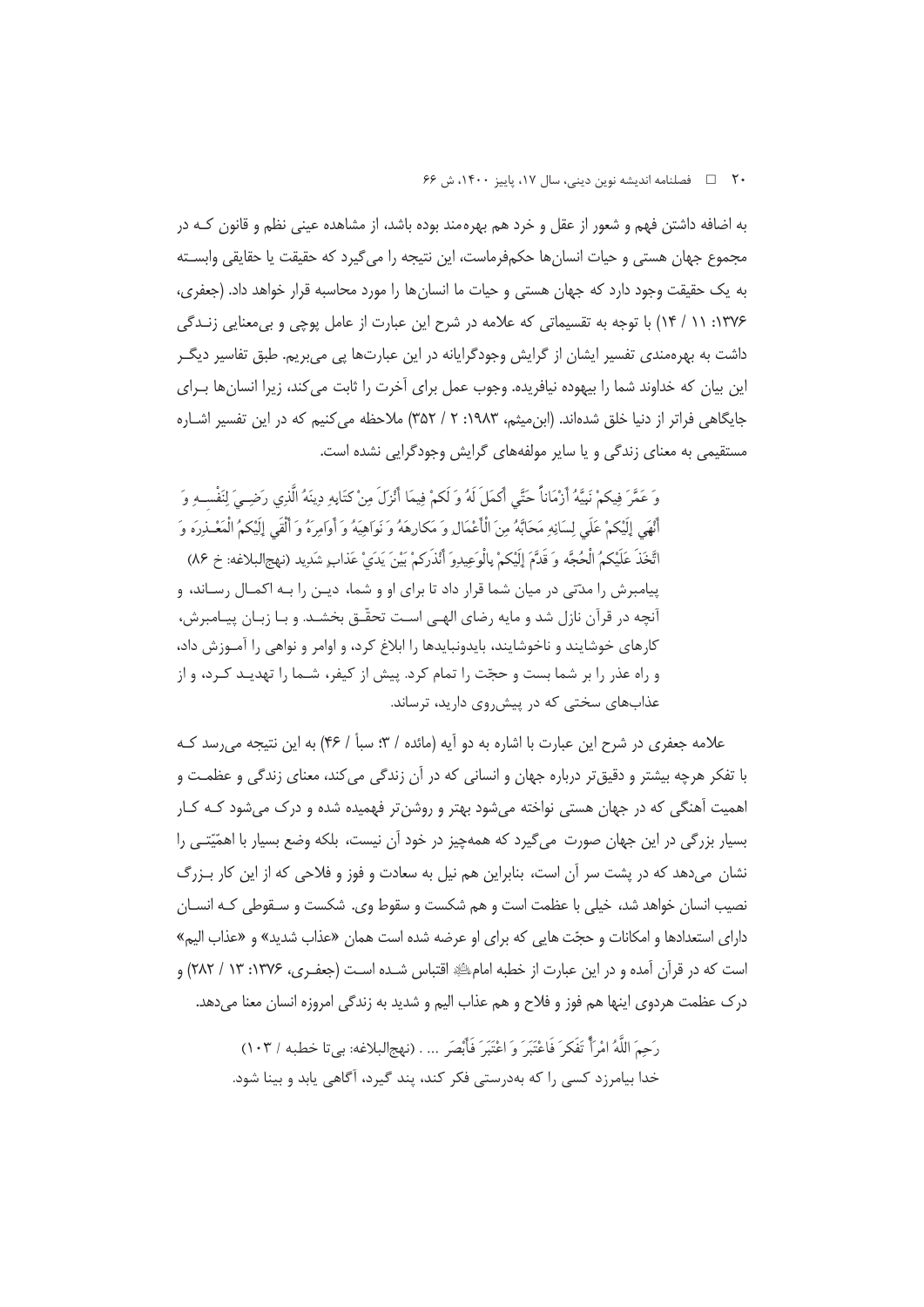به اضافه داشتن فهم و شعور از عقل و خرد هم بهره‌مند بوده باشد، از مشاهده عینی نظم و قانون کـه در مجموع جهان هستی و حیات انسان‌ها حکم‌فرماست، این نتیجه را می‌گیرد که حقیقت یا حقایقی وابسـته به یک حقیقت وجود دارد که جهان هستی و حیات ما انسان‌ها را مورد محاسبه قرار خواهد داد. (جعفری، ۱۳۷۶: ۱۱ / ۱۴) با توجه به تقسیماتی که علامه در شرح این عبارت از عامل پوچی و بی‌معنایی زنـدگی داشت به بهره‌مندی تفسیر ایشان از گرایش وجودگرایانه در این عبارت‌ها پی می‌بریم. طبق تفاسیر دیگـر این بیان که خداوند شما را بیهوده نیافریده. وجوب عمل برای آخرت را ثابت می‌کند، زیرا انسان‌ها بـرای جایگاهی فراتر از دنیا خلق شده‌اند. (ابن‌میثم، ۱۹۸۳: ۲ / ۳۵۲) ملاحظه می‌کنیم که در این تفسیر اشـاره مستقیمی به معنای زندگی و یا سایر مولفه‌های گرایش وجودگرایی نشده است.

وَ عَمَّرَ فِيكُمْ نَبِيَّهُ أَزْمَاناً حَتَّى أَكْمَلَ لَهُ وَ لَكُمْ فِيمَا أَنْزَلَ مِنْ كِتَابِهِ دِينَهُ الَّذِي رَضِيَ لِنَفْسِهِ وَ أَنْهَى إِلَيْكُمْ عَلَى لِسَانِهِ مَحَابَّهُ مِنَ الْأَعْمَالِ وَ مَكَارِهَهُ وَ نَوَاهِيَهُ وَ أَوَامِرَهُ وَ أَلْقَى إِلَيْكُمُ الْمَعْذِرَةَ وَ اتَّخَذَ عَلَيْكُمُ الْحُجَّةَ وَ قَدَّمَ إِلَيْكُمْ بِالْوَعِيدِ وَ أَنْذَرَكُمْ بَيْنَ يَدَيْ عَذَابٍ شَدِيدٍ (نهج‌البلاغه: خ ۸۶)

پیامبرش را مدّتی در میان شما قرار داد تا برای او و شما، دیـن را بـه اکمـال رسـاند، و آنچه در قرآن نازل شد و مایه رضای الهـی اسـت تحقّـق بخشـد. و بـا زبـان پیـامبرش، کارهای خوشایند و ناخوشایند، بایدونبایدها را ابلاغ کرد، و اوامر و نواهی را آمـوزش داد، و راه عذر را بر شما بست و حجّت را تمام کرد. پیش از کیفر، شـما را تهدیـد کـرد، و از عذاب‌های سختی که در پیش‌روی دارید، ترساند.

علامه جعفری در شرح این عبارت با اشاره به دو آیه (مائده / ۳؛ سبأ / ۴۶) به این نتیجه می‌رسد کـه با تفکر هرچه بیشتر و دقیق‌تر درباره جهان و انسانی که در آن زندگی می‌کند، معنای زندگی و عظمـت و اهمیت آهنگی که در جهان هستی نواخته می‌شود بهتر و روشن‌تر فهمیده شده و درک می‌شود کـه کـار بسیار بزرگی در این جهان صورت می‌گیرد که همه‌چیز در خود آن نیست، بلکه وضع بسیار با اهمّیّتـی را نشان می‌دهد که در پشت سر آن است، بنابراین هم نیل به سعادت و فوز و فلاحی که از این کار بـزرگ نصیب انسان خواهد شد، خیلی با عظمت است و هم شکست و سقوط وی. شکست و سـقوطی کـه انسـان دارای استعدادها و امکانات و حجّت هایی که برای او عرضه شده است همان «عذاب شدید» و «عذاب الیم» است که در قرآن آمده و در این عبارت از خطبه امام اقتباس شـده اسـت (جعفـری، ۱۳۷۶: ۱۳ / ۲۸۲) و درک عظمت هردوی اینها هم فوز و فلاح و هم عذاب الیم و شدید به زندگی امروزه انسان معنا می‌دهد.

رَحِمَ اللَّهُ امْرَأً تَفَكَّرَ فَاعْتَبَرَ وَ اعْتَبَرَ فَأَبْصَرَ ... . (نهج‌البلاغه: بی‌تا خطبه / ۱۰۳)

خدا بیامرزد کسی را که به‌درستی فکر کند، پند گیرد، آگاهی یابد و بینا شود.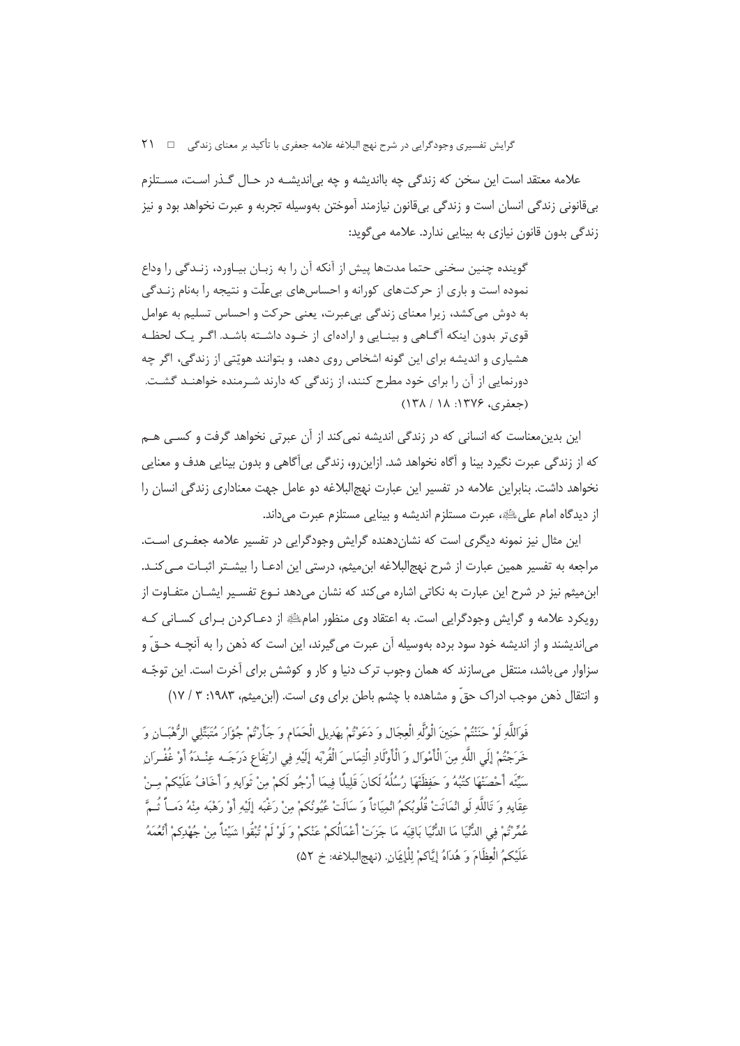علامه معتقد است این سخن که زندگی چه بااندیشه و چه بی‌اندیشه در حال گذر است، مستلزم بی‌قانونی زندگی انسان است و زندگی بی‌قانون نیازمند آموختن به‌وسیله تجربه و عبرت نخواهد بود و نیز زندگی بدون قانون نیازی به بینایی ندارد. علامه می‌گوید:

> گوینده چنین سخنی حتما مدت‌ها پیش از آنکه آن را به زبان بیاورد، زندگی را وداع نموده است و باری از حرکت‌های کورانه و احساس‌های بی‌علّت و نتیجه را به‌نام زندگی به دوش می‌کشد، زیرا معنای زندگی بی‌عبرت، یعنی حرکت و احساس تسلیم به عوامل قوی‌تر بدون اینکه آگاهی و بینایی و اراده‌ای از خود داشته باشد. اگر یک لحظه هشیاری و اندیشه برای این گونه اشخاص روی دهد، و بتوانند هویّتی از زندگی، اگر چه دورنمایی از آن را برای خود مطرح کنند، از زندگی که دارند شرمنده خواهند گشت. (جعفری، ۱۳۷۶: ۱۸ / ۱۳۸)

این بدین‌معناست که انسانی که در زندگی اندیشه نمی‌کند از آن عبرتی نخواهد گرفت و کسی هم که از زندگی عبرت نگیرد بینا و آگاه نخواهد شد. ازاین‌رو، زندگی بی‌آگاهی و بدون بینایی هدف و معنایی نخواهد داشت. بنابراین علامه در تفسیر این عبارت نهج‌البلاغه دو عامل جهت معناداری زندگی انسان را از دیدگاه امام علی علیه‌السلام، عبرت مستلزم اندیشه و بینایی مستلزم عبرت می‌داند.

این مثال نیز نمونه دیگری است که نشان‌دهنده گرایش وجودگرایی در تفسیر علامه جعفری است. مراجعه به تفسیر همین عبارت از شرح نهج‌البلاغه ابن‌میثم، درستی این ادعا را بیشتر اثبات می‌کند. ابن‌میثم نیز در شرح این عبارت به نکاتی اشاره می‌کند که نشان می‌دهد نوع تفسیر ایشان متفاوت از رویکرد علامه و گرایش وجودگرایی است. به اعتقاد وی منظور امام علیه‌السلام از دعاکردن برای کسانی که می‌اندیشند و از اندیشه خود سود برده به‌وسیله آن عبرت می‌گیرند، این است که ذهن را به آنچه حقّ و سزاوار می‌باشد، منتقل می‌سازند که همان وجوب ترک دنیا و کار و کوشش برای آخرت است. این توجّه و انتقال ذهن موجب ادراک حقّ و مشاهده با چشم باطن برای وی است. (ابن‌میثم، ۱۹۸۳: ۳ / ۱۷)

> فَوَاللَّهِ لَوْ حَنَنْتُمْ حَنِينَ الْوُلَّهِ الْعِجَالِ وَ دَعَوْتُمْ بِهَدِيلِ الْحَمَامِ وَ جَأَرْتُمْ جُؤَارَ مُتَبَتِّلِي الرُّهْبَانِ وَ خَرَجْتُمْ إِلَى اللَّهِ مِنَ الْأَمْوَالِ وَ الْأَوْلَادِ الْتِمَاسَ الْقُرْبَةِ إِلَيْهِ فِي ارْتِفَاعِ دَرَجَةٍ عِنْدَهُ أَوْ غُفْرَانِ سَيِّئَةٍ أَحْصَتْهَا كُتُبُهُ وَ حَفِظَتْهَا رُسُلُهُ لَكَانَ قَلِيلًا فِيمَا أَرْجُو لَكُمْ مِنْ ثَوَابِهِ وَ أَخَافُ عَلَيْكُمْ مِنْ عِقَابِهِ وَ تَاللَّهِ لَوِ انْمَاثَتْ قُلُوبُكُمُ انْمِيَاثاً وَ سَالَتْ عُيُونُكُمْ مِنْ رَغْبَةٍ إِلَيْهِ أَوْ رَهْبَةٍ مِنْهُ دَماً ثُمَّ عُمِّرْتُمْ فِي الدُّنْيَا مَا الدُّنْيَا بَاقِيَةٌ مَا جَزَتْ أَعْمَالُكُمْ عَنْكُمْ وَ لَوْ لَمْ تُبْقُوا شَيْئاً مِنْ جُهْدِكُمْ أَنْعُمَهُ عَلَيْكُمُ الْعِظَامَ وَ هُدَاهُ إِيَّاكُمْ لِلْإِيمَانِ. (نهج‌البلاغه: خ ۵۲)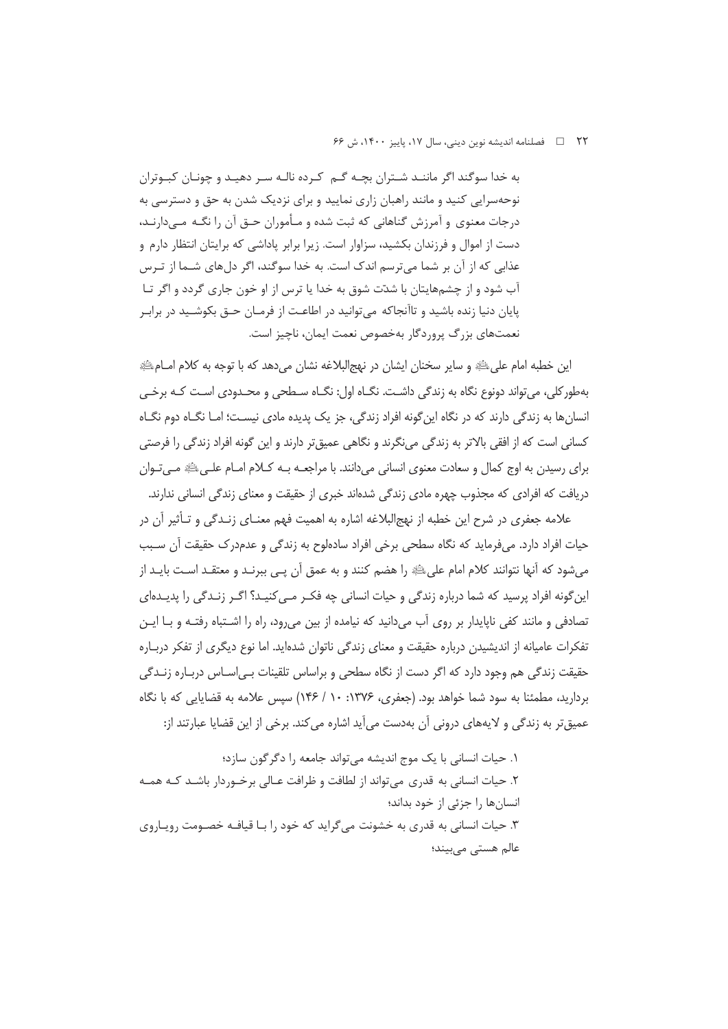به خدا سوگند اگر مانند شتران بچه گم کرده ناله سر دهید و چونان کبوتران نوحه‌سرایی کنید و مانند راهبان زاری نمایید و برای نزدیک شدن به حق و دسترسی به درجات معنوی و آمرزش گناهانی که ثبت شده و مأموران حق آن را نگه می‌دارند، دست از اموال و فرزندان بکشید، سزاوار است. زیرا برابر پاداشی که برایتان انتظار دارم و عذابی که از آن بر شما می‌ترسم اندک است. به خدا سوگند، اگر دل‌های شما از ترس آب شود و از چشم‌هایتان با شدّت شوق به خدا یا ترس از او خون جاری گردد و اگر تا پایان دنیا زنده باشید و تاآنجاکه می‌توانید در اطاعت از فرمان حق بکوشید در برابر نعمت‌های بزرگ پروردگار به‌خصوص نعمت ایمان، ناچیز است.

این خطبه امام علی﷣ و سایر سخنان ایشان در نهج‌البلاغه نشان می‌دهد که با توجه به کلام امام﷣ به‌طورکلی، می‌تواند دونوع نگاه به زندگی داشت. نگاه اول: نگاه سطحی و محدودی است که برخی انسان‌ها به زندگی دارند که در نگاه این‌گونه افراد زندگی، جز یک پدیده مادی نیست؛ اما نگاه دوم نگاه کسانی است که از افقی بالاتر به زندگی می‌نگرند و نگاهی عمیق‌تر دارند و این گونه افراد زندگی را فرصتی برای رسیدن به اوج کمال و سعادت معنوی انسانی می‌دانند. با مراجعه به کلام امام علی﷣ می‌توان دریافت که افرادی که مجذوب چهره مادی زندگی شده‌اند خبری از حقیقت و معنای زندگی انسانی ندارند.

علامه جعفری در شرح این خطبه از نهج‌البلاغه اشاره به اهمیت فهم معنای زندگی و تأثیر آن در حیات افراد دارد. می‌فرماید که نگاه سطحی برخی افراد ساده‌لوح به زندگی و عدم‌درک حقیقت آن سبب می‌شود که آنها نتوانند کلام امام علی﷣ را هضم کنند و به عمق آن پی ببرند و معتقد است باید از این‌گونه افراد پرسید که شما درباره زندگی و حیات انسانی چه فکر می‌کنید؟ اگر زندگی را پدیده‌ای تصادفی و مانند کفی ناپایدار بر روی آب می‌دانید که نیامده از بین می‌رود، راه را اشتباه رفته و با این تفکرات عامیانه از اندیشیدن درباره حقیقت و معنای زندگی ناتوان شده‌اید. اما نوع دیگری از تفکر درباره حقیقت زندگی هم وجود دارد که اگر دست از نگاه سطحی و براساس تلقینات بی‌اساس درباره زندگی بردارید، مطمئنا به سود شما خواهد بود. (جعفری، ۱۳۷۶: ۱۰ / ۱۴۶) سپس علامه به قضایایی که با نگاه عمیق‌تر به زندگی و لایه‌های درونی آن به‌دست می‌آید اشاره می‌کند. برخی از این قضایا عبارتند از:

۱. حیات انسانی با یک موج اندیشه می‌تواند جامعه را دگرگون سازد؛
۲. حیات انسانی به قدری می‌تواند از لطافت و ظرافت عالی برخوردار باشد که همه انسان‌ها را جزئی از خود بداند؛
۳. حیات انسانی به قدری به خشونت می‌گراید که خود را با قیافه خصومت رویاروی عالم هستی می‌بیند؛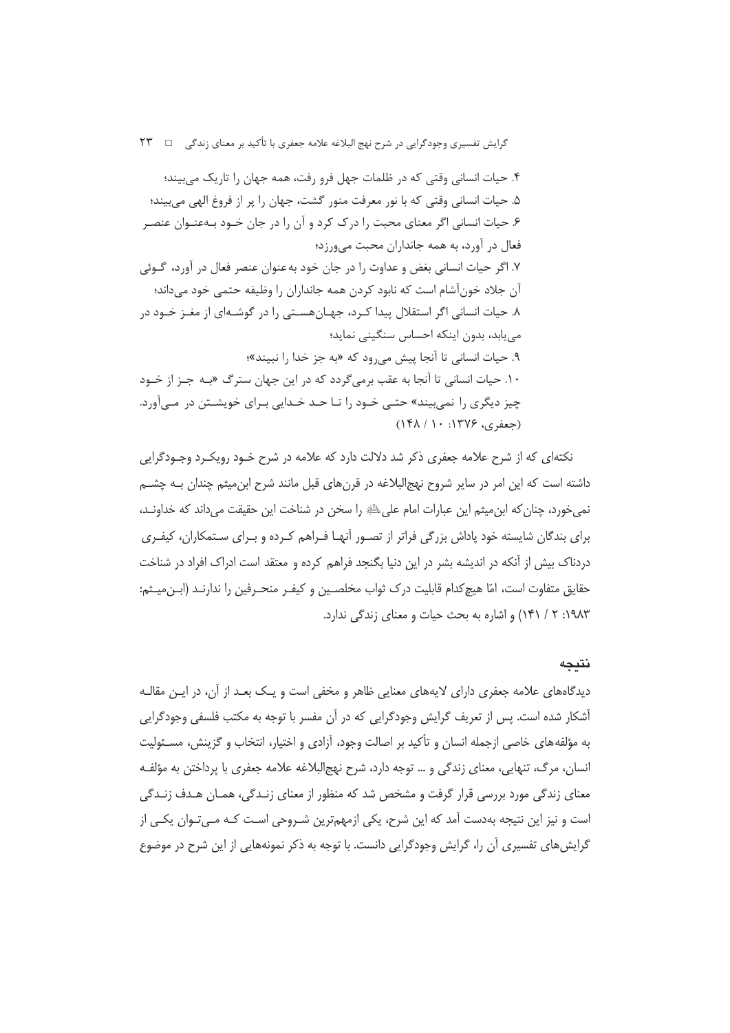۴. حیات انسانی وقتی که در ظلمات جهل فرو رفت، همه جهان را تاریک می‌بیند؛

۵. حیات انسانی وقتی که با نور معرفت منور گشت، جهان را پر از فروغ الهی می‌بیند؛

۶. حیات انسانی اگر معنای محبت را درک کرد و آن را در جان خـود بـه‌عنـوان عنصـر فعال در آورد، به همه جانداران محبت می‌ورزد؛

۷. اگر حیات انسانی بغض و عداوت را در جان خود به‌عنوان عنصر فعال در آورد، گـوئی آن جلاد خون‌آشام است که نابود کردن همه جانداران را وظیفه حتمی خود می‌داند؛

۸. حیات انسانی اگر استقلال پیدا کـرد، جهـان‌هسـتی را در گوشـه‌ای از مغـز خـود در می‌یابد، بدون اینکه احساس سنگینی نماید؛

۹. حیات انسانی تا آنجا پیش می‌رود که «به جز خدا را نبیند»؛

۱۰. حیات انسانی تا آنجا به عقب برمی‌گردد که در این جهان سترگ «بـه جـز از خـود چیز دیگری را نمی‌بیند» حتـی خـود را تـا حـد خـدایی بـرای خویشـتن در مـی‌آورد. (جعفری، ۱۳۷۶: ۱۰ / ۱۴۸)

نکته‌ای که از شرح علامه جعفری ذکر شد دلالت دارد که علامه در شرح خـود رویکـرد وجـودگرایی داشته است که این امر در سایر شروح نهج‌البلاغه در قرن‌های قبل مانند شرح ابن‌میثم چندان بـه چشـم نمی‌خورد، چنان‌که ابن‌میثم این عبارات امام علی ﷺ را سخن در شناخت این حقیقت می‌داند که خداونـد، برای بندگان شایسته خود پاداش بزرگی فراتر از تصـور آنهـا فـراهم کـرده و بـرای سـتمکاران، کیفـری دردناک بیش از آنکه در اندیشه بشر در این دنیا بگنجد فراهم کرده و معتقد است ادراک افراد در شناخت حقایق متفاوت است، امّا هیچ‌کدام قابلیت درک ثواب مخلصـین و کیفـر منحـرفین را ندارنـد (ابـن‌میـثم: ۱۹۸۳: ۲ / ۱۴۱) و اشاره به بحث حیات و معنای زندگی ندارد.

## نتیجه

دیدگاه‌های علامه جعفری دارای لایه‌های معنایی ظاهر و مخفی است و یـک بعـد از آن، در ایـن مقالـه آشکار شده است. پس از تعریف گرایش وجودگرایی که در آن مفسر با توجه به مکتب فلسفی وجودگرایی به مؤلفه‌های خاصی ازجمله انسان و تأکید بر اصالت وجود، آزادی و اختیار، انتخاب و گزینش، مسـئولیت انسان، مرگ، تنهایی، معنای زندگی و ... توجه دارد، شرح نهج‌البلاغه علامه جعفری با پرداختن به مؤلفـه معنای زندگی مورد بررسی قرار گرفت و مشخص شد که منظور از معنای زنـدگی، همـان هـدف زنـدگی است و نیز این نتیجه به‌دست آمد که این شرح، یکی ازمهم‌ترین شـروحی اسـت کـه مـی‌تـوان یکـی از گرایش‌های تفسیری آن را، گرایش وجودگرایی دانست. با توجه به ذکر نمونه‌هایی از این شرح در موضوع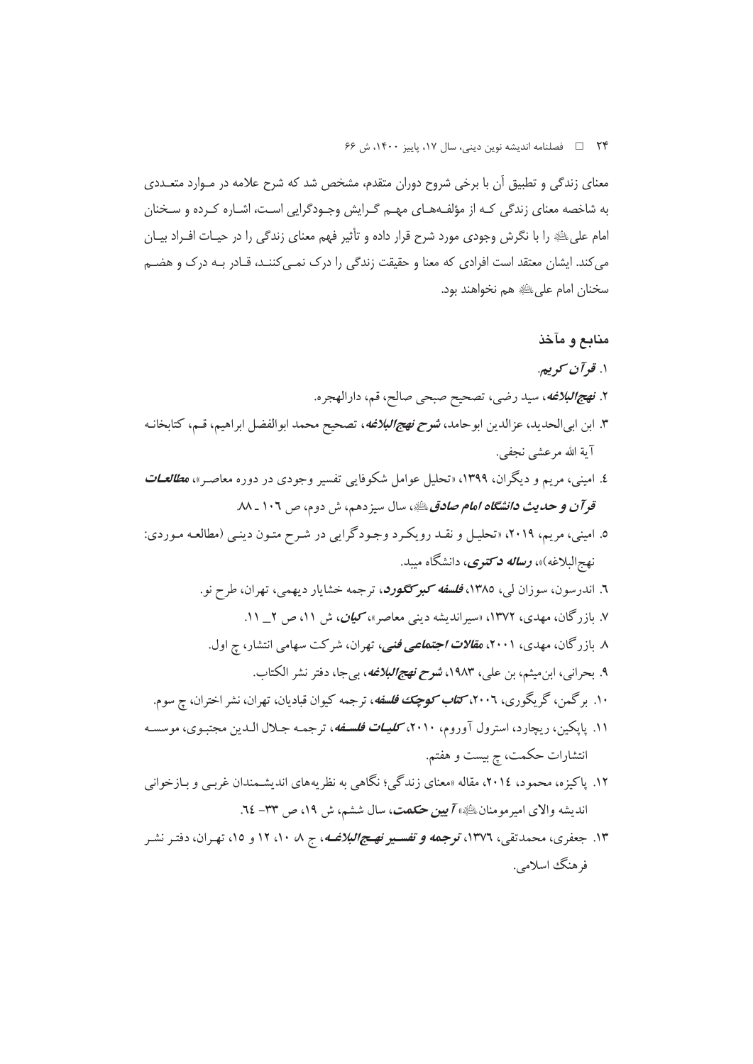معنای زندگی و تطبیق آن با برخی شروح دوران متقدم، مشخص شد که شرح علامه در مـوارد متعـددی به شاخصه معنای زندگی کـه از مؤلفـه‌هـای مهـم گـرایش وجـودگرایی اسـت، اشـاره کـرده و سـخنان امام علی‌ؑ را با نگرش وجودی مورد شرح قرار داده و تأثیر فهم معنای زندگی را در حیـات افـراد بیـان می‌کند. ایشان معتقد است افرادی که معنا و حقیقت زندگی را درک نمـی‌کننـد، قـادر بـه درک و هضـم سخنان امام علی‌ؑ هم نخواهند بود.

## منابع و مآخذ

۱. *قرآن کریم.*

۲. *نهج‌البلاغه*، سید رضی، تصحیح صبحی صالح، قم، دارالهجره.

۳. ابن ابی‌الحدید، عزالدین ابوحامد، *شرح نهج‌البلاغه*، تصحیح محمد ابوالفضل ابراهیم، قـم، کتابخانـه آیة الله مرعشی نجفی.

٤. امینی، مریم و دیگران، ۱۳۹۹، «تحلیل عوامل شکوفایی تفسیر وجودی در دوره معاصـر»، *مطالعـات قرآن و حدیث دانشگاه امام صادق‌ؑ*، سال سیزدهم، ش دوم، ص ۱۰٦ ـ ۸۸.

۵. امینی، مریم، ۲۰۱۹، «تحلیـل و نقـد رویکـرد وجـودگرایی در شـرح متـون دینـی (مطالعـه مـوردی: نهج‌البلاغه)»، *رساله دکتری*، دانشگاه میبد.

٦. اندرسون، سوزان لی، ۱۳۸۵، *فلسفه کیرکگورد*، ترجمه خشایار دیهمی، تهران، طرح نو.

۷. بازرگان، مهدی، ۱۳۷۲، «سیراندیشه دینی معاصر»، *کیان*، ش ۱۱، ص ۲ـ ۱۱.

۸. بازرگان، مهدی، ۲۰۰۱، *مقالات اجتماعی فنی*، تهران، شرکت سهامی انتشار، چ اول.

۹. بحرانی، ابن‌میثم، بن علی، ۱۹۸۳، *شرح نهج‌البلاغه*، بی‌جا، دفتر نشر الکتاب.

۱۰. برگمن، گریگوری، ۲۰۰٦، *کتاب کوچک فلسفه*، ترجمه کیوان قبادیان، تهران، نشر اختران، چ سوم.

۱۱. پاپکین، ریچارد، استرول آوروم، ۲۰۱۰، *کلیـات فلسـفه*، ترجمـه جـلال الـدین مجتبـوی، موسسـه انتشارات حکمت، چ بیست و هفتم.

۱۲. پاکیزه، محمود، ۲۰۱٤، مقاله «معنای زندگی؛ نگاهی به نظریه‌های اندیشـمندان غربـی و بـازخوانی اندیشه والای امیرمومنان‌ؑ» *آیین حکمت*، سال ششم، ش ۱۹، ص ۳۳- ٦٤.

۱۳. جعفری، محمدتقی، ۱۳۷٦، *ترجمه و تفسـیر نهـج‌البلاغـه*، ج ۸، ۱۰، ۱۲ و ۱۵، تهـران، دفتـر نشـر فرهنگ اسلامی.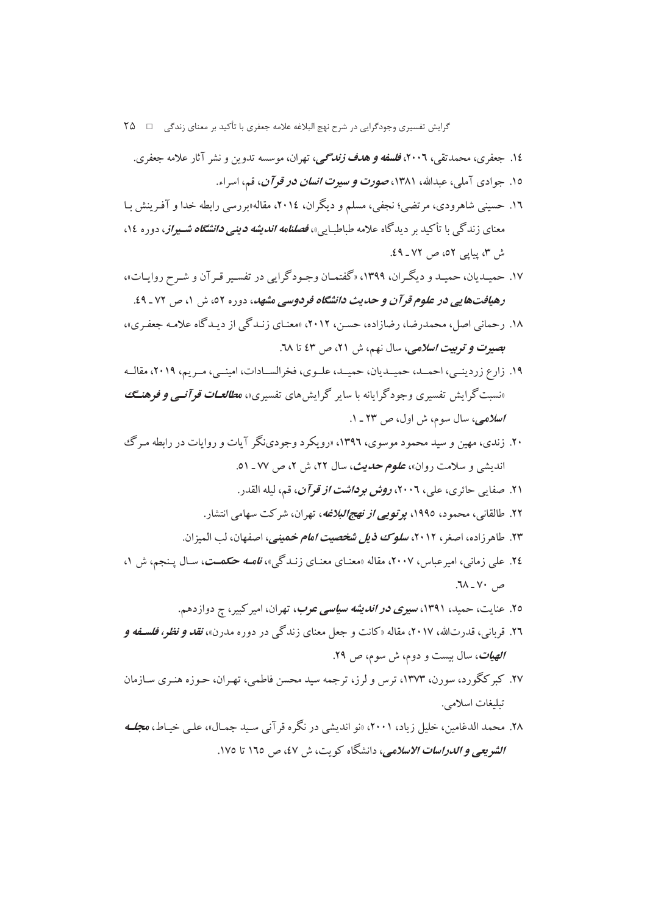۱۴. جعفری، محمدتقی، ۲۰۰۶، ***فلسفه و هدف زندگی***، تهران، موسسه تدوین و نشر آثار علامه جعفری.

۱۵. جوادی آملی، عبدالله، ۱۳۸۱، ***صورت و سیرت انسان در قرآن***، قم، اسراء.

۱۶. حسینی شاهرودی، مرتضی؛ نجفی، مسلم و دیگران، ۲۰۱۴، مقاله «بررسی رابطه خدا و آفرینش با معنای زندگی با تأکید بر دیدگاه علامه طباطبایی»، ***فصلنامه اندیشه دینی دانشگاه شیراز***، دوره ۱۴، ش ۳، پیاپی ۵۲، ص ۷۲ ـ ۴۹.

۱۷. حمیدیان، حمید و دیگران، ۱۳۹۹، «گفتمان وجودگرایی در تفسیر قرآن و شرح روایات»، ***رهیافت‌هایی در علوم قرآن و حدیث دانشگاه فردوسی مشهد***، دوره ۵۲، ش ۱، ص ۷۲ ـ ۴۹.

۱۸. رحمانی اصل، محمدرضا، رضازاده، حسن، ۲۰۱۲، «معنای زندگی از دیدگاه علامه جعفری»، ***بصیرت و تربیت اسلامی***، سال نهم، ش ۲۱، ص ۴۳ تا ۶۸.

۱۹. زارع زردینی، احمد، حمیدیان، حمید، علوی، فخرالسادات، امینی، مریم، ۲۰۱۹، مقاله «نسبت گرایش تفسیری وجودگرایانه با سایر گرایش‌های تفسیری»، ***مطالعات قرآنی و فرهنگ اسلامی***، سال سوم، ش اول، ص ۲۳ ـ ۱.

۲۰. زندی، مهین و سید محمود موسوی، ۱۳۹۶، «رویکرد وجودی‌نگر آیات و روایات در رابطه مرگ اندیشی و سلامت روان»، ***علوم حدیث***، سال ۲۲، ش ۲، ص ۷۷ ـ ۵۱.

۲۱. صفایی حائری، علی، ۲۰۰۶، ***روش برداشت از قرآن***، قم، لیله القدر.

۲۲. طالقانی، محمود، ۱۹۹۵، ***پرتویی از نهج‌البلاغه***، تهران، شرکت سهامی انتشار.

۲۳. طاهرزاده، اصغر، ۲۰۱۲، ***سلوک ذیل شخصیت امام خمینی***، اصفهان، لب المیزان.

۲۴. علی زمانی، امیرعباس، ۲۰۰۷، مقاله «معنای معنای زندگی»، ***نامه حکمت***، سال پنجم، ش ۱، ص ۷۰ ـ ۶۸.

۲۵. عنایت، حمید، ۱۳۹۱، ***سیری در اندیشه سیاسی عرب***، تهران، امیرکبیر، چ دوازدهم.

۲۶. قربانی، قدرت‌الله، ۲۰۱۷، مقاله «کانت و جعل معنای زندگی در دوره مدرن»، ***نقد و نظر، فلسفه و الهیات***، سال بیست و دوم، ش سوم، ص ۲۹.

۲۷. کیرکگورد، سورن، ۱۳۷۳، ترس و لرز، ترجمه سید محسن فاطمی، تهران، حوزه هنری سازمان تبلیغات اسلامی.

۲۸. محمد الدغامین، خلیل زیاد، ۲۰۰۱، «نو اندیشی در نگره قرآنی سید جمال»، علی خیاط، ***مجله الشریعی و الدراسات الاسلامی***، دانشگاه کویت، ش ۴۷، ص ۱۶۵ تا ۱۷۵.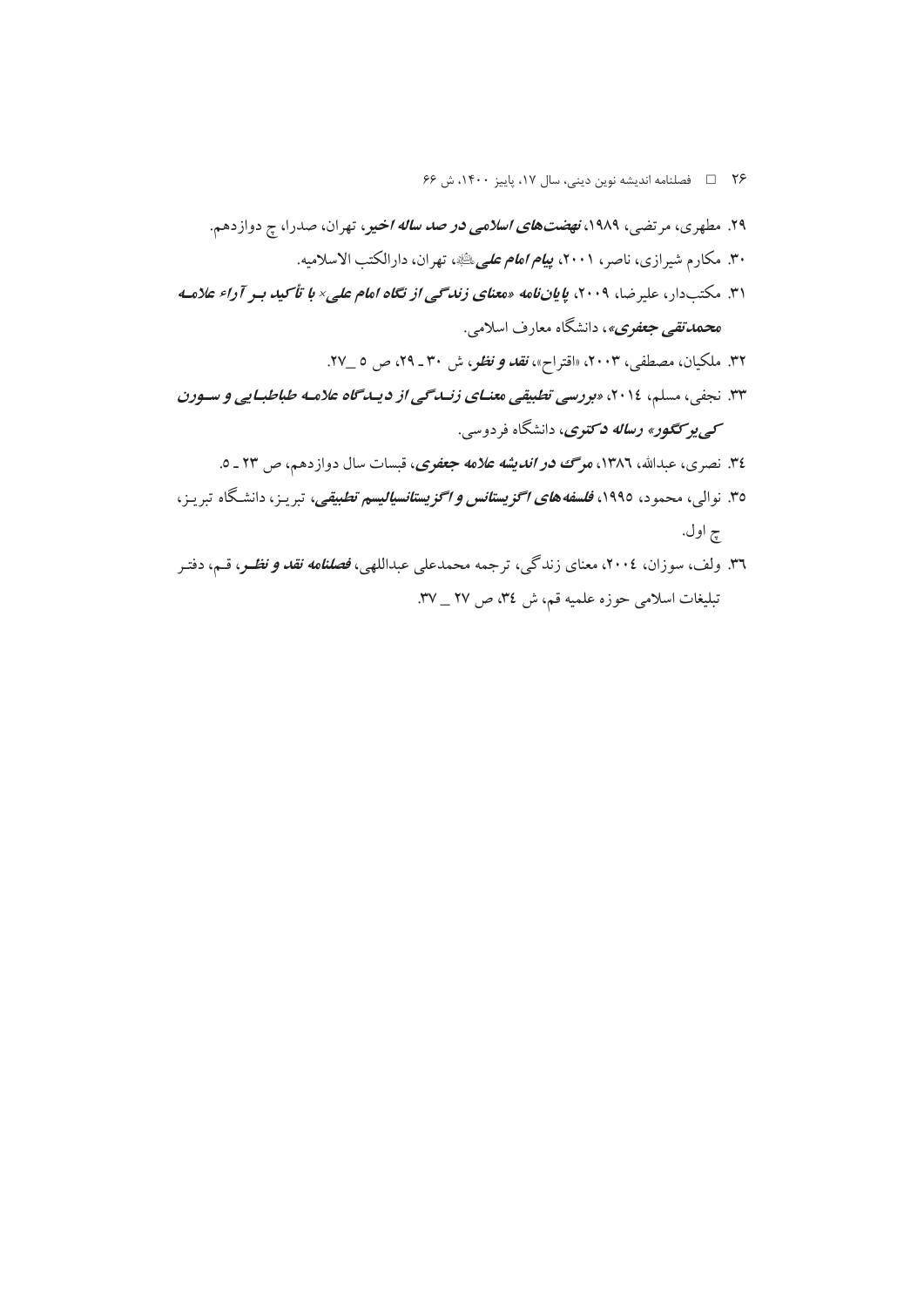۲۹. مطهری، مرتضی، ۱۹۸۹، ***نهضت‌های اسلامی در صد ساله اخیر***، تهران، صدرا، چ دوازدهم.

۳۰. مکارم شیرازی، ناصر، ۲۰۰۱، ***پیام امام علی***ﷺ، تهران، دارالکتب الاسلامیه.

۳۱. مکتب‌دار، علیرضا، ۲۰۰۹، ***پایان‌نامه «معنای زندگی از نگاه امام علی× با تأکید بر آراء علامه محمدتقی جعفری»***، دانشگاه معارف اسلامی.

۳۲. ملکیان، مصطفی، ۲۰۰۳، «اقتراح»، ***نقد و نظر***، ش ۳۰ ـ ۲۹، ص ٥ ـ۲۷.

۳۳. نجفی، مسلم، ۲۰۱٤، ***«بررسی تطبیقی معنای زندگی از دیدگاه علامه طباطبایی و سورن کی‌یرکگور» رساله دکتری***، دانشگاه فردوسی.

۳٤. نصری، عبدالله، ۱۳۸٦، ***مرگ در اندیشه علامه جعفری***، قبسات سال دوازدهم، ص ۲۳ ـ ٥.

۳٥. نوالی، محمود، ۱۹۹٥، ***فلسفه‌های اگزیستانس و اگزیستانسیالیسم تطبیقی***، تبریز، دانشگاه تبریز، چ اول.

۳٦. ولف، سوزان، ۲۰۰٤، معنای زندگی، ترجمه محمدعلی عبداللهی، ***فصلنامه نقد و نظر***، قم، دفتر تبلیغات اسلامی حوزه علمیه قم، ش ۳٤، ص ۲۷ ـ ۳۷.